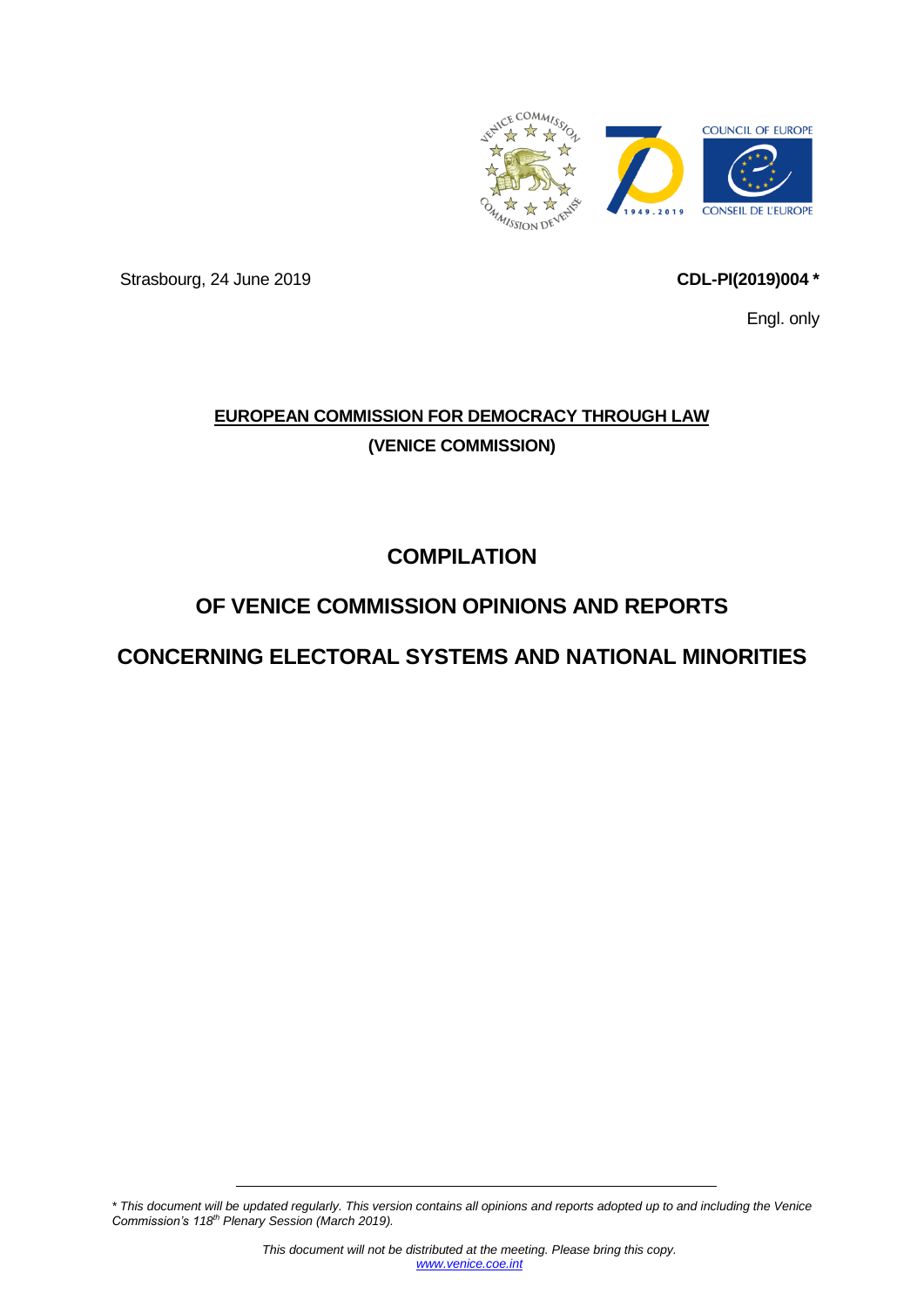Strasbourg, 24 June 2019

**CDL-PI(2019)004 ***

Engl. only

**EUROPEAN COMMISSION FOR DEMOCRACY THROUGH LAW**

**(VENICE COMMISSION)**

# COMPILATION

# OF VENICE COMMISSION OPINIONS AND REPORTS

# CONCERNING ELECTORAL SYSTEMS AND NATIONAL MINORITIES

*\* This document will be updated regularly. This version contains all opinions and reports adopted up to and including the Venice Commission's 118th Plenary Session (March 2019).*

*This document will not be distributed at the meeting. Please bring this copy.*

www.venice.coe.int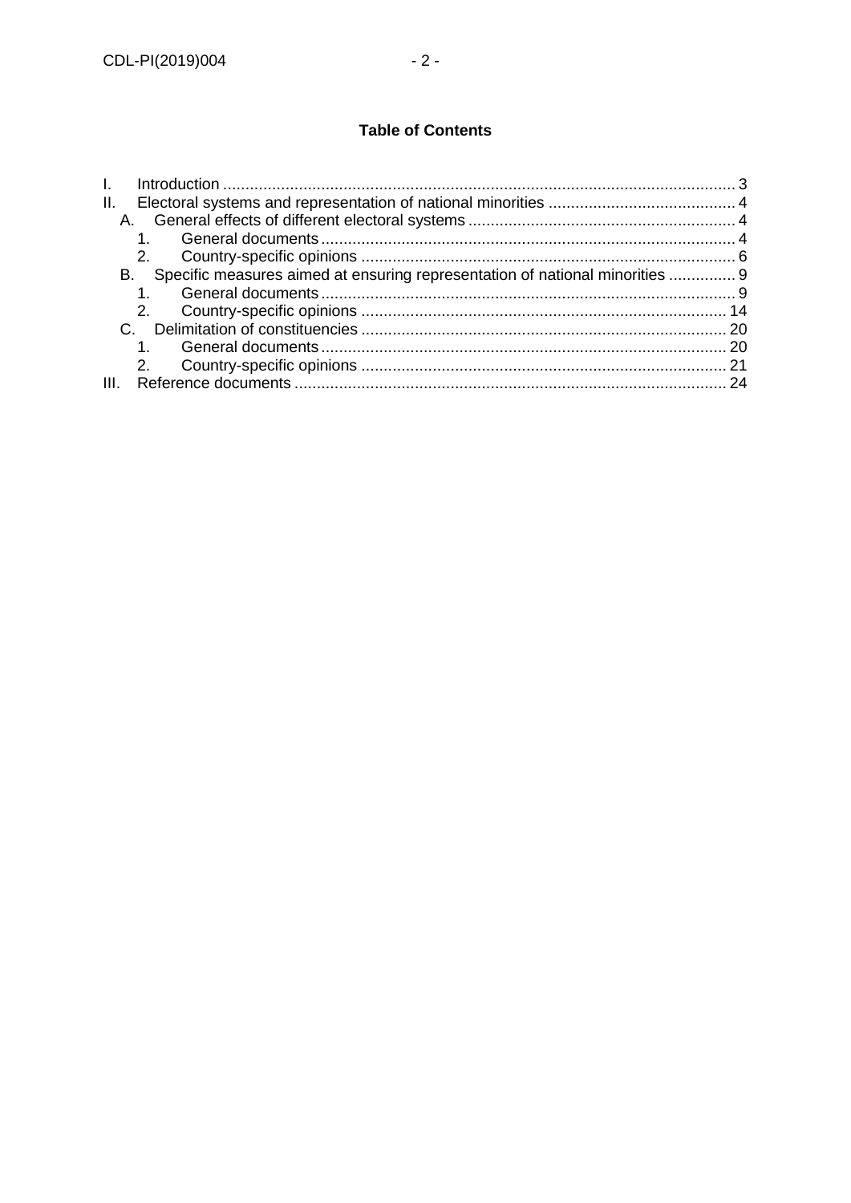**Table of Contents**

I. Introduction ........................................................................................................... 3
II. Electoral systems and representation of national minorities ........................................... 4
 A. General effects of different electoral systems ............................................................ 4
  1. General documents ............................................................................................ 4
  2. Country-specific opinions ................................................................................... 6
 B. Specific measures aimed at ensuring representation of national minorities ............... 9
  1. General documents ............................................................................................ 9
  2. Country-specific opinions ................................................................................. 14
 C. Delimitation of constituencies ................................................................................. 20
  1. General documents .......................................................................................... 20
  2. Country-specific opinions ................................................................................. 21
III. Reference documents ................................................................................................ 24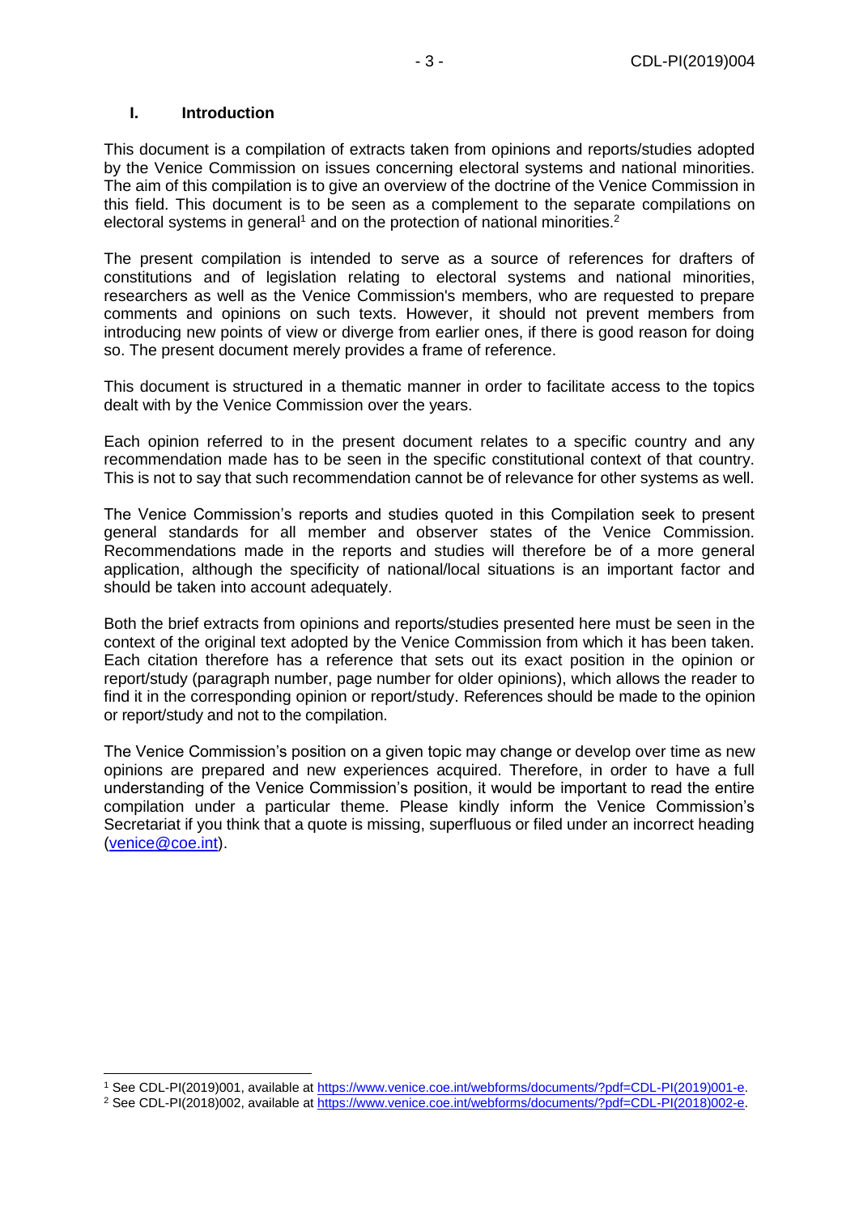## I. Introduction

This document is a compilation of extracts taken from opinions and reports/studies adopted by the Venice Commission on issues concerning electoral systems and national minorities. The aim of this compilation is to give an overview of the doctrine of the Venice Commission in this field. This document is to be seen as a complement to the separate compilations on electoral systems in general[1] and on the protection of national minorities.[2]

The present compilation is intended to serve as a source of references for drafters of constitutions and of legislation relating to electoral systems and national minorities, researchers as well as the Venice Commission's members, who are requested to prepare comments and opinions on such texts. However, it should not prevent members from introducing new points of view or diverge from earlier ones, if there is good reason for doing so. The present document merely provides a frame of reference.

This document is structured in a thematic manner in order to facilitate access to the topics dealt with by the Venice Commission over the years.

Each opinion referred to in the present document relates to a specific country and any recommendation made has to be seen in the specific constitutional context of that country. This is not to say that such recommendation cannot be of relevance for other systems as well.

The Venice Commission's reports and studies quoted in this Compilation seek to present general standards for all member and observer states of the Venice Commission. Recommendations made in the reports and studies will therefore be of a more general application, although the specificity of national/local situations is an important factor and should be taken into account adequately.

Both the brief extracts from opinions and reports/studies presented here must be seen in the context of the original text adopted by the Venice Commission from which it has been taken. Each citation therefore has a reference that sets out its exact position in the opinion or report/study (paragraph number, page number for older opinions), which allows the reader to find it in the corresponding opinion or report/study. References should be made to the opinion or report/study and not to the compilation.

The Venice Commission's position on a given topic may change or develop over time as new opinions are prepared and new experiences acquired. Therefore, in order to have a full understanding of the Venice Commission's position, it would be important to read the entire compilation under a particular theme. Please kindly inform the Venice Commission's Secretariat if you think that a quote is missing, superfluous or filed under an incorrect heading (venice@coe.int).

---

[1] See CDL-PI(2019)001, available at https://www.venice.coe.int/webforms/documents/?pdf=CDL-PI(2019)001-e.

[2] See CDL-PI(2018)002, available at https://www.venice.coe.int/webforms/documents/?pdf=CDL-PI(2018)002-e.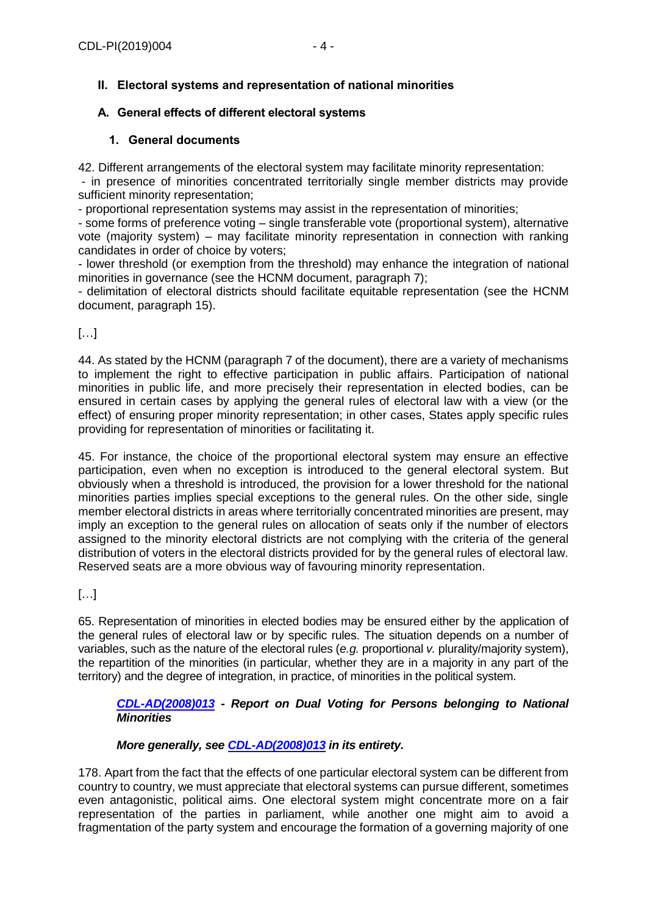## II. Electoral systems and representation of national minorities

### A. General effects of different electoral systems

#### 1. General documents

42. Different arrangements of the electoral system may facilitate minority representation:

- in presence of minorities concentrated territorially single member districts may provide sufficient minority representation;
- proportional representation systems may assist in the representation of minorities;
- some forms of preference voting – single transferable vote (proportional system), alternative vote (majority system) – may facilitate minority representation in connection with ranking candidates in order of choice by voters;
- lower threshold (or exemption from the threshold) may enhance the integration of national minorities in governance (see the HCNM document, paragraph 7);
- delimitation of electoral districts should facilitate equitable representation (see the HCNM document, paragraph 15).

[…]

44. As stated by the HCNM (paragraph 7 of the document), there are a variety of mechanisms to implement the right to effective participation in public affairs. Participation of national minorities in public life, and more precisely their representation in elected bodies, can be ensured in certain cases by applying the general rules of electoral law with a view (or the effect) of ensuring proper minority representation; in other cases, States apply specific rules providing for representation of minorities or facilitating it.

45. For instance, the choice of the proportional electoral system may ensure an effective participation, even when no exception is introduced to the general electoral system. But obviously when a threshold is introduced, the provision for a lower threshold for the national minorities parties implies special exceptions to the general rules. On the other side, single member electoral districts in areas where territorially concentrated minorities are present, may imply an exception to the general rules on allocation of seats only if the number of electors assigned to the minority electoral districts are not complying with the criteria of the general distribution of voters in the electoral districts provided for by the general rules of electoral law. Reserved seats are a more obvious way of favouring minority representation.

[…]

65. Representation of minorities in elected bodies may be ensured either by the application of the general rules of electoral law or by specific rules. The situation depends on a number of variables, such as the nature of the electoral rules (*e.g.* proportional *v.* plurality/majority system), the repartition of the minorities (in particular, whether they are in a majority in any part of the territory) and the degree of integration, in practice, of minorities in the political system.

***CDL-AD(2008)013 - Report on Dual Voting for Persons belonging to National Minorities***

***More generally, see CDL-AD(2008)013 in its entirety.***

178. Apart from the fact that the effects of one particular electoral system can be different from country to country, we must appreciate that electoral systems can pursue different, sometimes even antagonistic, political aims. One electoral system might concentrate more on a fair representation of the parties in parliament, while another one might aim to avoid a fragmentation of the party system and encourage the formation of a governing majority of one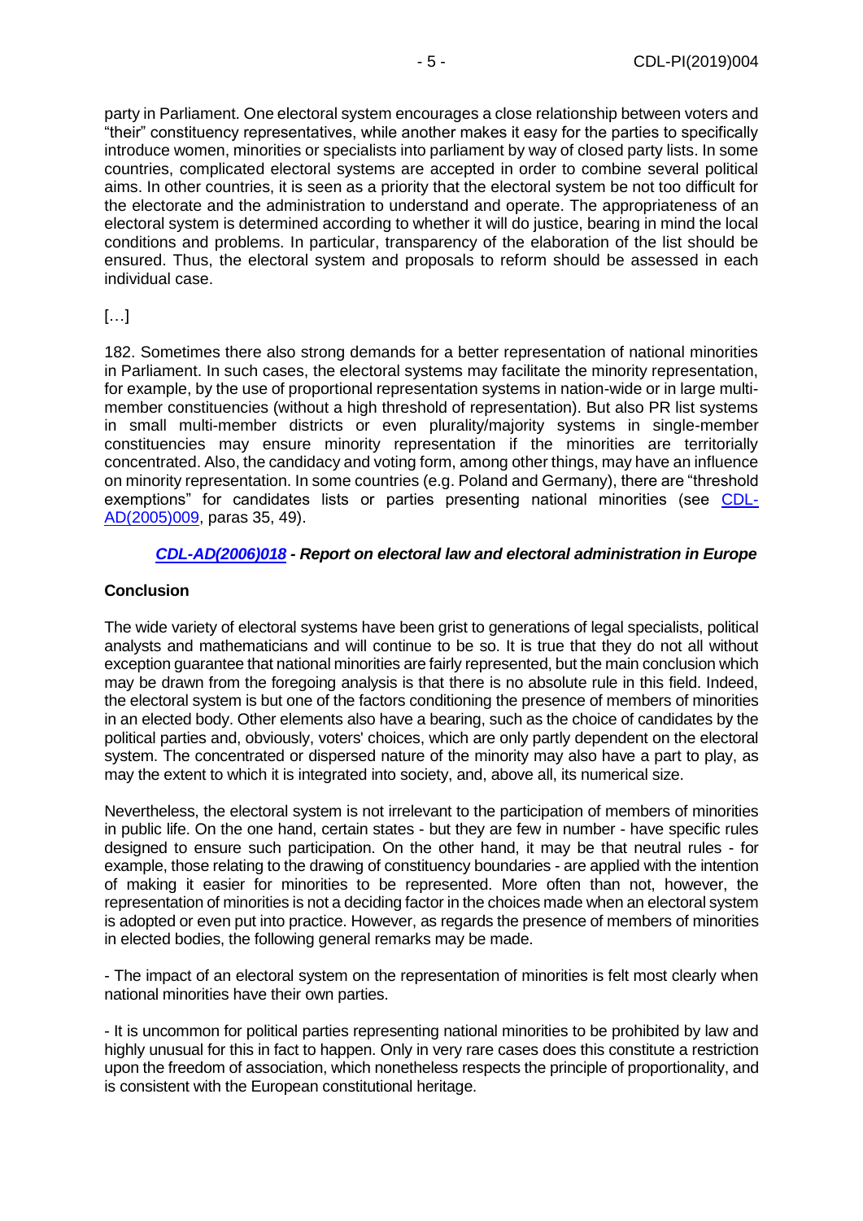party in Parliament. One electoral system encourages a close relationship between voters and "their" constituency representatives, while another makes it easy for the parties to specifically introduce women, minorities or specialists into parliament by way of closed party lists. In some countries, complicated electoral systems are accepted in order to combine several political aims. In other countries, it is seen as a priority that the electoral system be not too difficult for the electorate and the administration to understand and operate. The appropriateness of an electoral system is determined according to whether it will do justice, bearing in mind the local conditions and problems. In particular, transparency of the elaboration of the list should be ensured. Thus, the electoral system and proposals to reform should be assessed in each individual case.

[…]

182. Sometimes there also strong demands for a better representation of national minorities in Parliament. In such cases, the electoral systems may facilitate the minority representation, for example, by the use of proportional representation systems in nation-wide or in large multi-member constituencies (without a high threshold of representation). But also PR list systems in small multi-member districts or even plurality/majority systems in single-member constituencies may ensure minority representation if the minorities are territorially concentrated. Also, the candidacy and voting form, among other things, may have an influence on minority representation. In some countries (e.g. Poland and Germany), there are "threshold exemptions" for candidates lists or parties presenting national minorities (see CDL-AD(2005)009, paras 35, 49).

### *CDL-AD(2006)018 - Report on electoral law and electoral administration in Europe*

**Conclusion**

The wide variety of electoral systems have been grist to generations of legal specialists, political analysts and mathematicians and will continue to be so. It is true that they do not all without exception guarantee that national minorities are fairly represented, but the main conclusion which may be drawn from the foregoing analysis is that there is no absolute rule in this field. Indeed, the electoral system is but one of the factors conditioning the presence of members of minorities in an elected body. Other elements also have a bearing, such as the choice of candidates by the political parties and, obviously, voters' choices, which are only partly dependent on the electoral system. The concentrated or dispersed nature of the minority may also have a part to play, as may the extent to which it is integrated into society, and, above all, its numerical size.

Nevertheless, the electoral system is not irrelevant to the participation of members of minorities in public life. On the one hand, certain states - but they are few in number - have specific rules designed to ensure such participation. On the other hand, it may be that neutral rules - for example, those relating to the drawing of constituency boundaries - are applied with the intention of making it easier for minorities to be represented. More often than not, however, the representation of minorities is not a deciding factor in the choices made when an electoral system is adopted or even put into practice. However, as regards the presence of members of minorities in elected bodies, the following general remarks may be made.

- The impact of an electoral system on the representation of minorities is felt most clearly when national minorities have their own parties.

- It is uncommon for political parties representing national minorities to be prohibited by law and highly unusual for this in fact to happen. Only in very rare cases does this constitute a restriction upon the freedom of association, which nonetheless respects the principle of proportionality, and is consistent with the European constitutional heritage.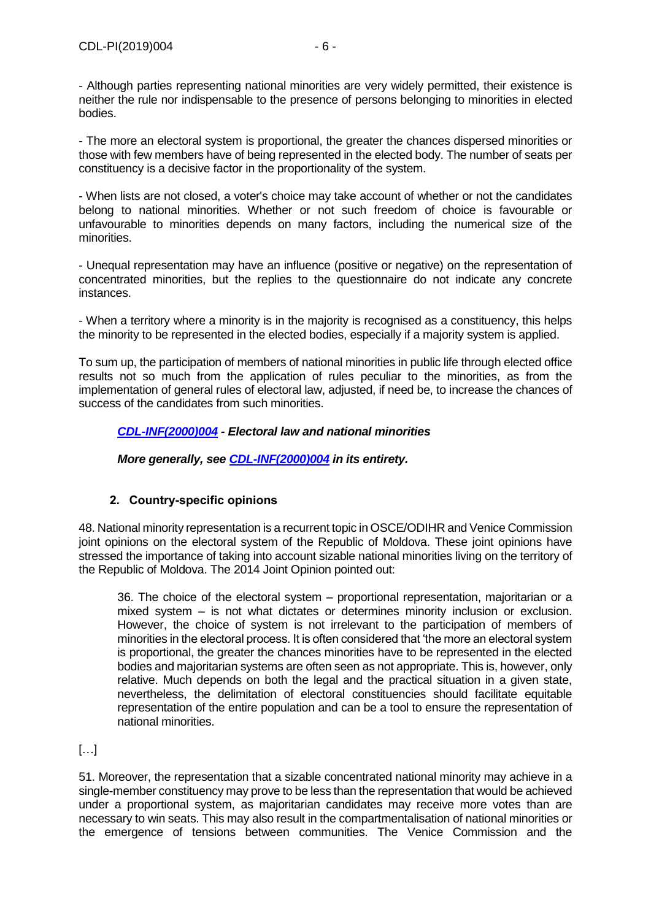- Although parties representing national minorities are very widely permitted, their existence is neither the rule nor indispensable to the presence of persons belonging to minorities in elected bodies.

- The more an electoral system is proportional, the greater the chances dispersed minorities or those with few members have of being represented in the elected body. The number of seats per constituency is a decisive factor in the proportionality of the system.

- When lists are not closed, a voter's choice may take account of whether or not the candidates belong to national minorities. Whether or not such freedom of choice is favourable or unfavourable to minorities depends on many factors, including the numerical size of the minorities.

- Unequal representation may have an influence (positive or negative) on the representation of concentrated minorities, but the replies to the questionnaire do not indicate any concrete instances.

- When a territory where a minority is in the majority is recognised as a constituency, this helps the minority to be represented in the elected bodies, especially if a majority system is applied.

To sum up, the participation of members of national minorities in public life through elected office results not so much from the application of rules peculiar to the minorities, as from the implementation of general rules of electoral law, adjusted, if need be, to increase the chances of success of the candidates from such minorities.

***CDL-INF(2000)004 - Electoral law and national minorities***

***More generally, see CDL-INF(2000)004 in its entirety.***

### 2. Country-specific opinions

48. National minority representation is a recurrent topic in OSCE/ODIHR and Venice Commission joint opinions on the electoral system of the Republic of Moldova. These joint opinions have stressed the importance of taking into account sizable national minorities living on the territory of the Republic of Moldova. The 2014 Joint Opinion pointed out:

> 36. The choice of the electoral system – proportional representation, majoritarian or a mixed system – is not what dictates or determines minority inclusion or exclusion. However, the choice of system is not irrelevant to the participation of members of minorities in the electoral process. It is often considered that 'the more an electoral system is proportional, the greater the chances minorities have to be represented in the elected bodies and majoritarian systems are often seen as not appropriate. This is, however, only relative. Much depends on both the legal and the practical situation in a given state, nevertheless, the delimitation of electoral constituencies should facilitate equitable representation of the entire population and can be a tool to ensure the representation of national minorities.

[…]

51. Moreover, the representation that a sizable concentrated national minority may achieve in a single-member constituency may prove to be less than the representation that would be achieved under a proportional system, as majoritarian candidates may receive more votes than are necessary to win seats. This may also result in the compartmentalisation of national minorities or the emergence of tensions between communities. The Venice Commission and the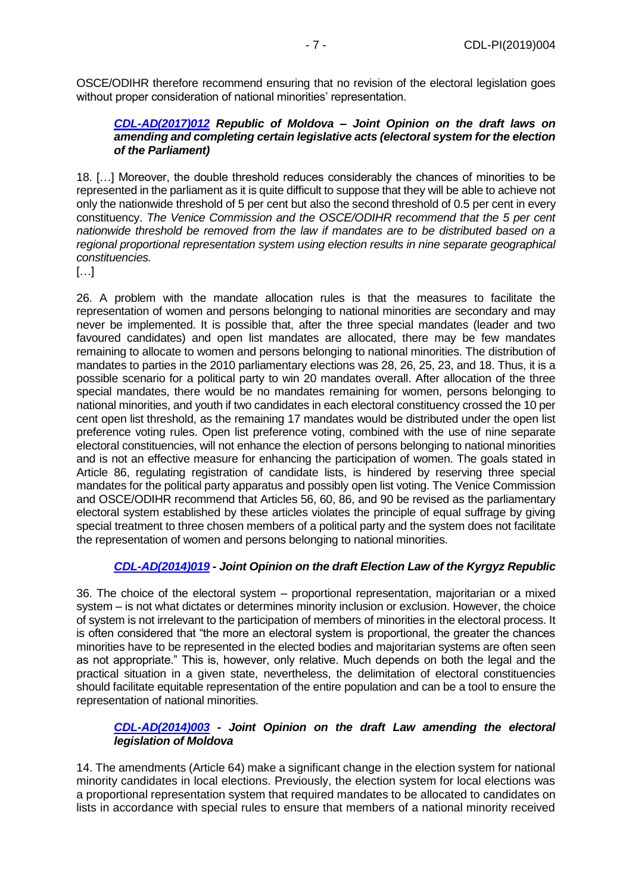OSCE/ODIHR therefore recommend ensuring that no revision of the electoral legislation goes without proper consideration of national minorities' representation.

### *CDL-AD(2017)012* *Republic of Moldova – Joint Opinion on the draft laws on amending and completing certain legislative acts (electoral system for the election of the Parliament)*

18. […] Moreover, the double threshold reduces considerably the chances of minorities to be represented in the parliament as it is quite difficult to suppose that they will be able to achieve not only the nationwide threshold of 5 per cent but also the second threshold of 0.5 per cent in every constituency. *The Venice Commission and the OSCE/ODIHR recommend that the 5 per cent nationwide threshold be removed from the law if mandates are to be distributed based on a regional proportional representation system using election results in nine separate geographical constituencies.*

[…]

26. A problem with the mandate allocation rules is that the measures to facilitate the representation of women and persons belonging to national minorities are secondary and may never be implemented. It is possible that, after the three special mandates (leader and two favoured candidates) and open list mandates are allocated, there may be few mandates remaining to allocate to women and persons belonging to national minorities. The distribution of mandates to parties in the 2010 parliamentary elections was 28, 26, 25, 23, and 18. Thus, it is a possible scenario for a political party to win 20 mandates overall. After allocation of the three special mandates, there would be no mandates remaining for women, persons belonging to national minorities, and youth if two candidates in each electoral constituency crossed the 10 per cent open list threshold, as the remaining 17 mandates would be distributed under the open list preference voting rules. Open list preference voting, combined with the use of nine separate electoral constituencies, will not enhance the election of persons belonging to national minorities and is not an effective measure for enhancing the participation of women. The goals stated in Article 86, regulating registration of candidate lists, is hindered by reserving three special mandates for the political party apparatus and possibly open list voting. The Venice Commission and OSCE/ODIHR recommend that Articles 56, 60, 86, and 90 be revised as the parliamentary electoral system established by these articles violates the principle of equal suffrage by giving special treatment to three chosen members of a political party and the system does not facilitate the representation of women and persons belonging to national minorities.

### *CDL-AD(2014)019* *- Joint Opinion on the draft Election Law of the Kyrgyz Republic*

36. The choice of the electoral system – proportional representation, majoritarian or a mixed system – is not what dictates or determines minority inclusion or exclusion. However, the choice of system is not irrelevant to the participation of members of minorities in the electoral process. It is often considered that "the more an electoral system is proportional, the greater the chances minorities have to be represented in the elected bodies and majoritarian systems are often seen as not appropriate." This is, however, only relative. Much depends on both the legal and the practical situation in a given state, nevertheless, the delimitation of electoral constituencies should facilitate equitable representation of the entire population and can be a tool to ensure the representation of national minorities.

### *CDL-AD(2014)003* *- Joint Opinion on the draft Law amending the electoral legislation of Moldova*

14. The amendments (Article 64) make a significant change in the election system for national minority candidates in local elections. Previously, the election system for local elections was a proportional representation system that required mandates to be allocated to candidates on lists in accordance with special rules to ensure that members of a national minority received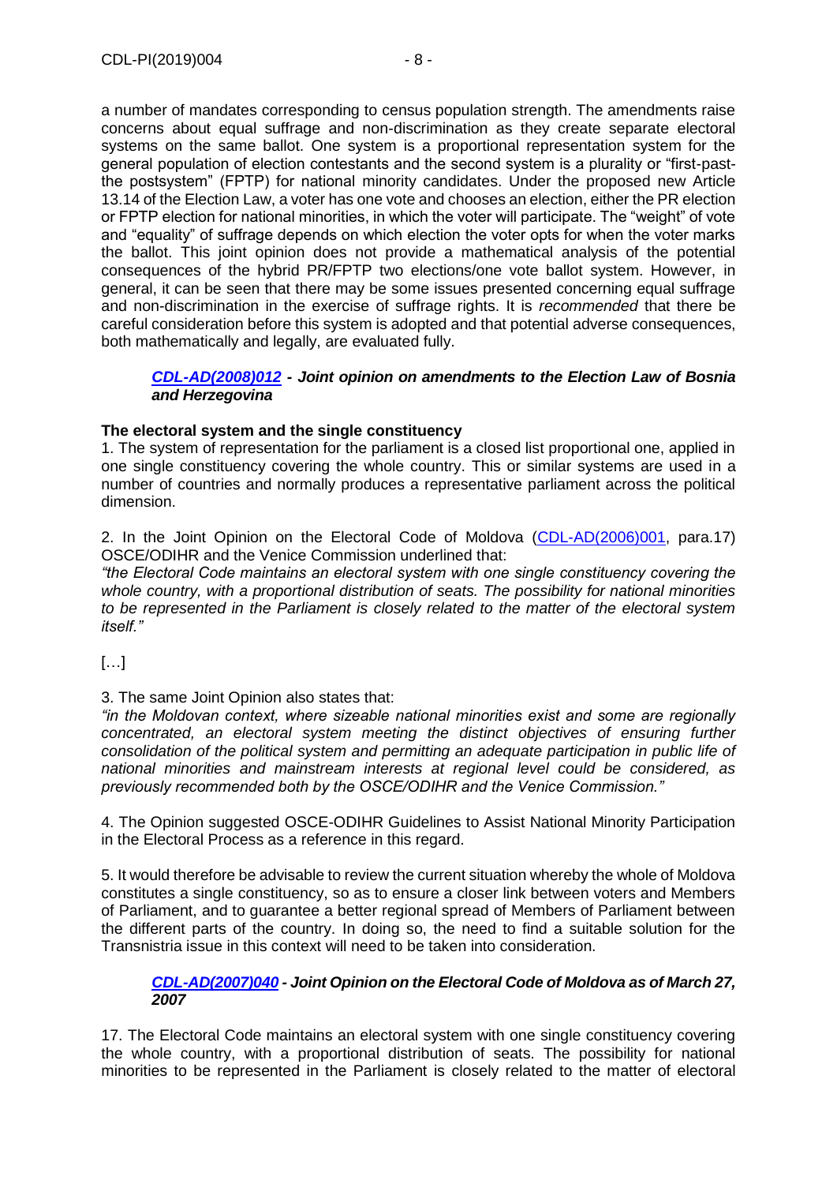a number of mandates corresponding to census population strength. The amendments raise concerns about equal suffrage and non-discrimination as they create separate electoral systems on the same ballot. One system is a proportional representation system for the general population of election contestants and the second system is a plurality or "first-past-the postsystem" (FPTP) for national minority candidates. Under the proposed new Article 13.14 of the Election Law, a voter has one vote and chooses an election, either the PR election or FPTP election for national minorities, in which the voter will participate. The "weight" of vote and "equality" of suffrage depends on which election the voter opts for when the voter marks the ballot. This joint opinion does not provide a mathematical analysis of the potential consequences of the hybrid PR/FPTP two elections/one vote ballot system. However, in general, it can be seen that there may be some issues presented concerning equal suffrage and non-discrimination in the exercise of suffrage rights. It is *recommended* that there be careful consideration before this system is adopted and that potential adverse consequences, both mathematically and legally, are evaluated fully.

***CDL-AD(2008)012 - Joint opinion on amendments to the Election Law of Bosnia and Herzegovina***

**The electoral system and the single constituency**

1. The system of representation for the parliament is a closed list proportional one, applied in one single constituency covering the whole country. This or similar systems are used in a number of countries and normally produces a representative parliament across the political dimension.

2. In the Joint Opinion on the Electoral Code of Moldova (CDL-AD(2006)001, para.17) OSCE/ODIHR and the Venice Commission underlined that:
*"the Electoral Code maintains an electoral system with one single constituency covering the whole country, with a proportional distribution of seats. The possibility for national minorities to be represented in the Parliament is closely related to the matter of the electoral system itself."*

[…]

3. The same Joint Opinion also states that:
*"in the Moldovan context, where sizeable national minorities exist and some are regionally concentrated, an electoral system meeting the distinct objectives of ensuring further consolidation of the political system and permitting an adequate participation in public life of national minorities and mainstream interests at regional level could be considered, as previously recommended both by the OSCE/ODIHR and the Venice Commission."*

4. The Opinion suggested OSCE-ODIHR Guidelines to Assist National Minority Participation in the Electoral Process as a reference in this regard.

5. It would therefore be advisable to review the current situation whereby the whole of Moldova constitutes a single constituency, so as to ensure a closer link between voters and Members of Parliament, and to guarantee a better regional spread of Members of Parliament between the different parts of the country. In doing so, the need to find a suitable solution for the Transnistria issue in this context will need to be taken into consideration.

***CDL-AD(2007)040 - Joint Opinion on the Electoral Code of Moldova as of March 27, 2007***

17. The Electoral Code maintains an electoral system with one single constituency covering the whole country, with a proportional distribution of seats. The possibility for national minorities to be represented in the Parliament is closely related to the matter of electoral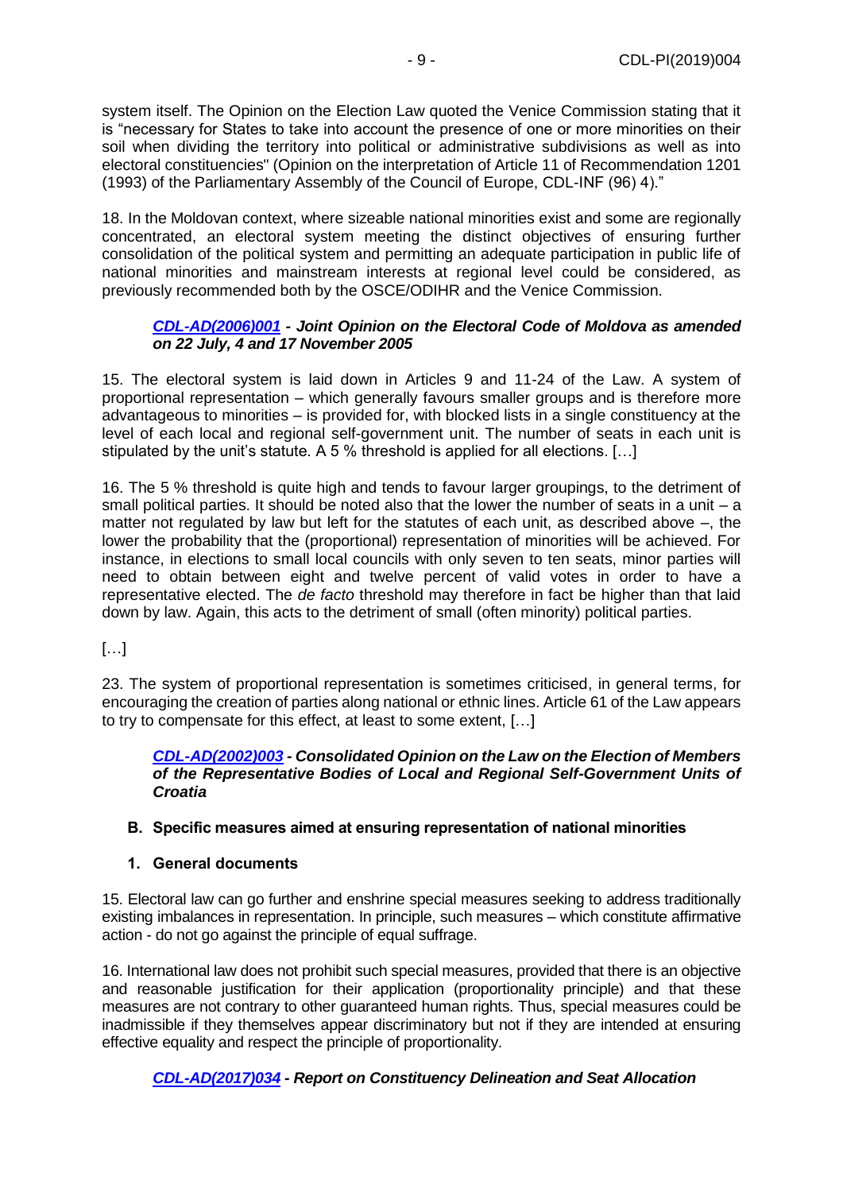system itself. The Opinion on the Election Law quoted the Venice Commission stating that it is "necessary for States to take into account the presence of one or more minorities on their soil when dividing the territory into political or administrative subdivisions as well as into electoral constituencies" (Opinion on the interpretation of Article 11 of Recommendation 1201 (1993) of the Parliamentary Assembly of the Council of Europe, CDL-INF (96) 4)."

18. In the Moldovan context, where sizeable national minorities exist and some are regionally concentrated, an electoral system meeting the distinct objectives of ensuring further consolidation of the political system and permitting an adequate participation in public life of national minorities and mainstream interests at regional level could be considered, as previously recommended both by the OSCE/ODIHR and the Venice Commission.

> ***CDL-AD(2006)001 - Joint Opinion on the Electoral Code of Moldova as amended on 22 July, 4 and 17 November 2005***

15. The electoral system is laid down in Articles 9 and 11-24 of the Law. A system of proportional representation – which generally favours smaller groups and is therefore more advantageous to minorities – is provided for, with blocked lists in a single constituency at the level of each local and regional self-government unit. The number of seats in each unit is stipulated by the unit's statute. A 5 % threshold is applied for all elections. […]

16. The 5 % threshold is quite high and tends to favour larger groupings, to the detriment of small political parties. It should be noted also that the lower the number of seats in a unit – a matter not regulated by law but left for the statutes of each unit, as described above –, the lower the probability that the (proportional) representation of minorities will be achieved. For instance, in elections to small local councils with only seven to ten seats, minor parties will need to obtain between eight and twelve percent of valid votes in order to have a representative elected. The *de facto* threshold may therefore in fact be higher than that laid down by law. Again, this acts to the detriment of small (often minority) political parties.

[…]

23. The system of proportional representation is sometimes criticised, in general terms, for encouraging the creation of parties along national or ethnic lines. Article 61 of the Law appears to try to compensate for this effect, at least to some extent, […]

> ***CDL-AD(2002)003 - Consolidated Opinion on the Law on the Election of Members of the Representative Bodies of Local and Regional Self-Government Units of Croatia***

## B. Specific measures aimed at ensuring representation of national minorities

### 1. General documents

15. Electoral law can go further and enshrine special measures seeking to address traditionally existing imbalances in representation. In principle, such measures – which constitute affirmative action - do not go against the principle of equal suffrage.

16. International law does not prohibit such special measures, provided that there is an objective and reasonable justification for their application (proportionality principle) and that these measures are not contrary to other guaranteed human rights. Thus, special measures could be inadmissible if they themselves appear discriminatory but not if they are intended at ensuring effective equality and respect the principle of proportionality.

> ***CDL-AD(2017)034 - Report on Constituency Delineation and Seat Allocation***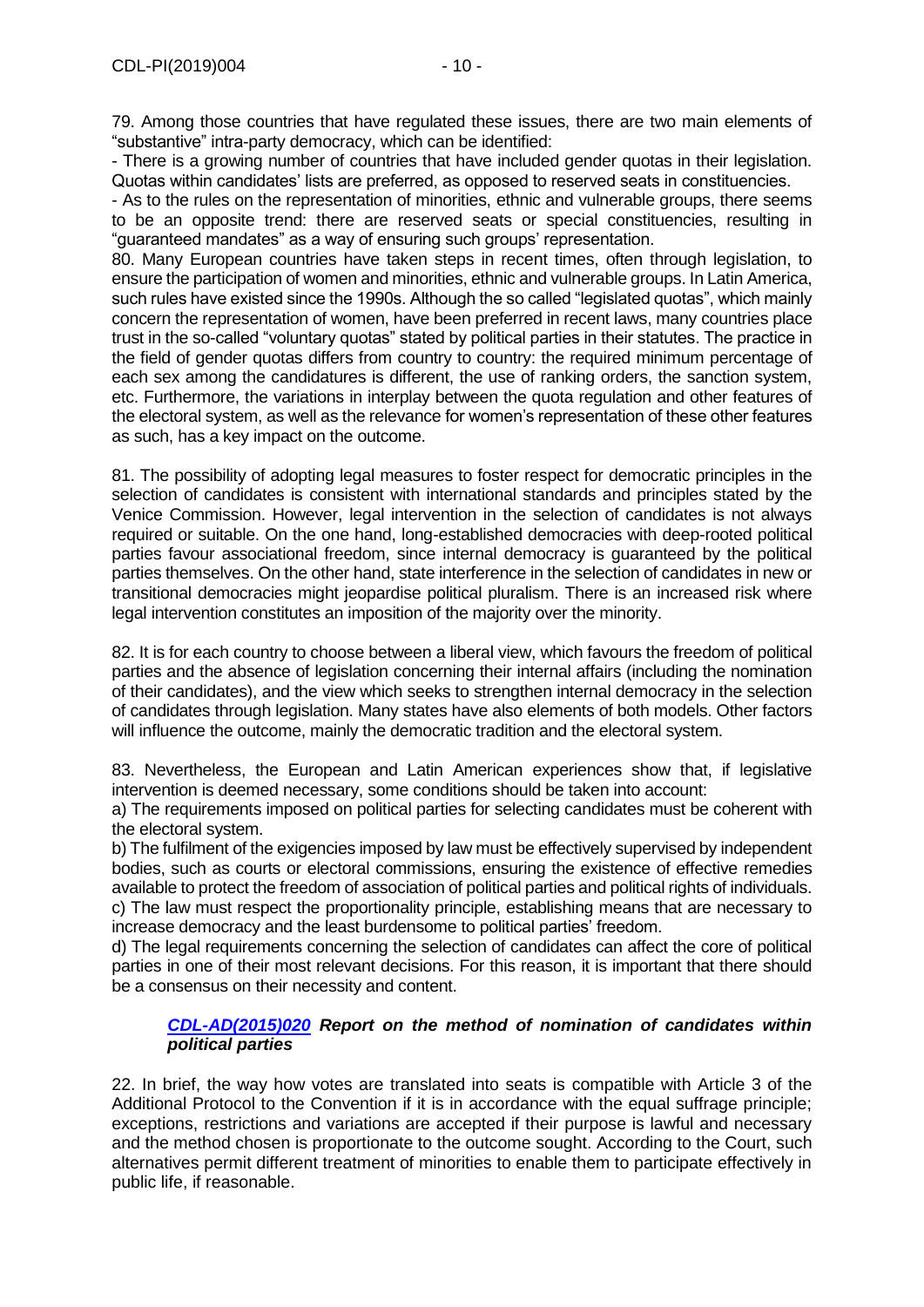79. Among those countries that have regulated these issues, there are two main elements of "substantive" intra-party democracy, which can be identified:

- There is a growing number of countries that have included gender quotas in their legislation. Quotas within candidates' lists are preferred, as opposed to reserved seats in constituencies.
- As to the rules on the representation of minorities, ethnic and vulnerable groups, there seems to be an opposite trend: there are reserved seats or special constituencies, resulting in "guaranteed mandates" as a way of ensuring such groups' representation.

80. Many European countries have taken steps in recent times, often through legislation, to ensure the participation of women and minorities, ethnic and vulnerable groups. In Latin America, such rules have existed since the 1990s. Although the so called "legislated quotas", which mainly concern the representation of women, have been preferred in recent laws, many countries place trust in the so-called "voluntary quotas" stated by political parties in their statutes. The practice in the field of gender quotas differs from country to country: the required minimum percentage of each sex among the candidatures is different, the use of ranking orders, the sanction system, etc. Furthermore, the variations in interplay between the quota regulation and other features of the electoral system, as well as the relevance for women's representation of these other features as such, has a key impact on the outcome.

81. The possibility of adopting legal measures to foster respect for democratic principles in the selection of candidates is consistent with international standards and principles stated by the Venice Commission. However, legal intervention in the selection of candidates is not always required or suitable. On the one hand, long-established democracies with deep-rooted political parties favour associational freedom, since internal democracy is guaranteed by the political parties themselves. On the other hand, state interference in the selection of candidates in new or transitional democracies might jeopardise political pluralism. There is an increased risk where legal intervention constitutes an imposition of the majority over the minority.

82. It is for each country to choose between a liberal view, which favours the freedom of political parties and the absence of legislation concerning their internal affairs (including the nomination of their candidates), and the view which seeks to strengthen internal democracy in the selection of candidates through legislation. Many states have also elements of both models. Other factors will influence the outcome, mainly the democratic tradition and the electoral system.

83. Nevertheless, the European and Latin American experiences show that, if legislative intervention is deemed necessary, some conditions should be taken into account:

a) The requirements imposed on political parties for selecting candidates must be coherent with the electoral system.

b) The fulfilment of the exigencies imposed by law must be effectively supervised by independent bodies, such as courts or electoral commissions, ensuring the existence of effective remedies available to protect the freedom of association of political parties and political rights of individuals.

c) The law must respect the proportionality principle, establishing means that are necessary to increase democracy and the least burdensome to political parties' freedom.

d) The legal requirements concerning the selection of candidates can affect the core of political parties in one of their most relevant decisions. For this reason, it is important that there should be a consensus on their necessity and content.

### *CDL-AD(2015)020* ***Report on the method of nomination of candidates within political parties***

22. In brief, the way how votes are translated into seats is compatible with Article 3 of the Additional Protocol to the Convention if it is in accordance with the equal suffrage principle; exceptions, restrictions and variations are accepted if their purpose is lawful and necessary and the method chosen is proportionate to the outcome sought. According to the Court, such alternatives permit different treatment of minorities to enable them to participate effectively in public life, if reasonable.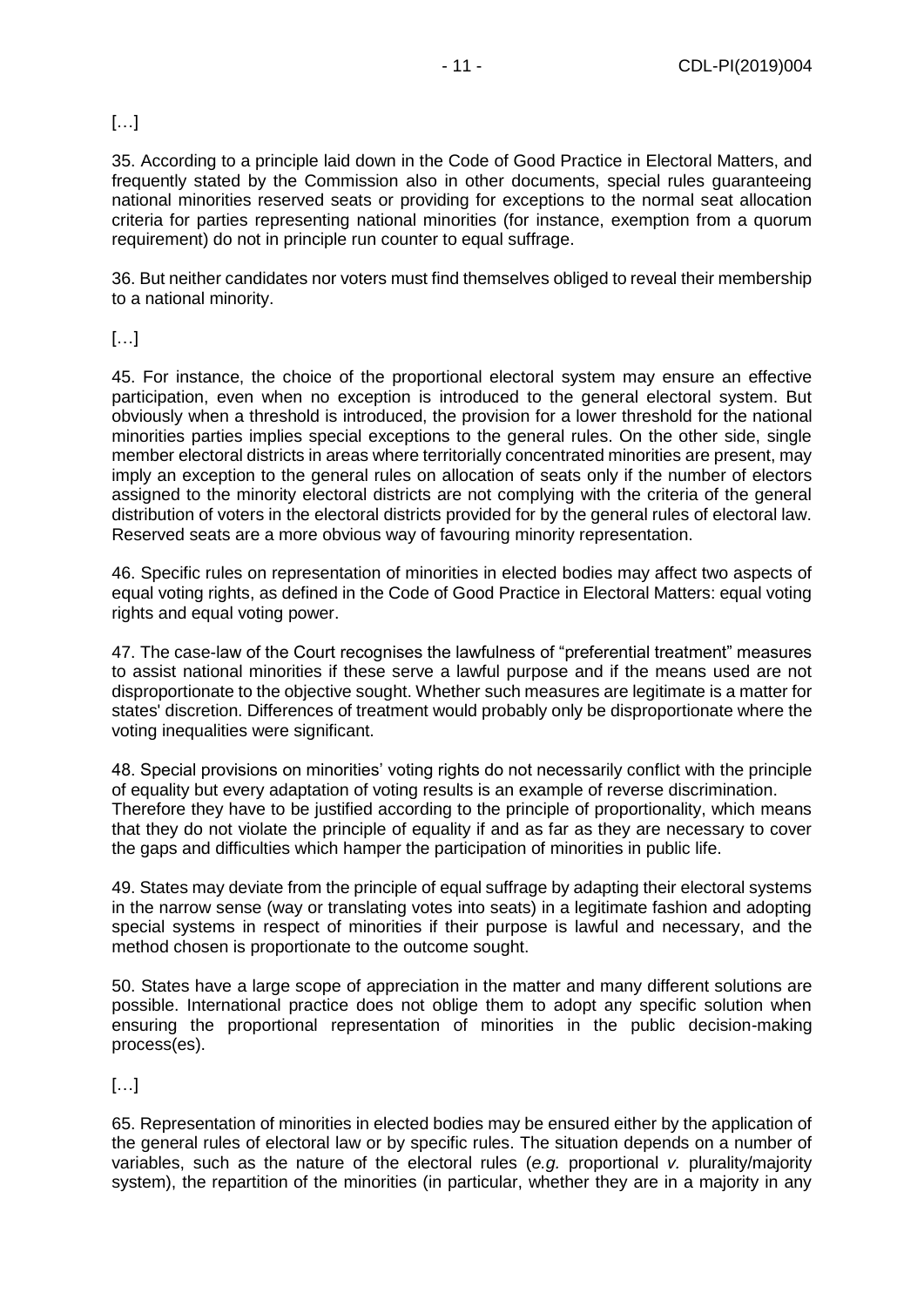[…]

35. According to a principle laid down in the Code of Good Practice in Electoral Matters, and frequently stated by the Commission also in other documents, special rules guaranteeing national minorities reserved seats or providing for exceptions to the normal seat allocation criteria for parties representing national minorities (for instance, exemption from a quorum requirement) do not in principle run counter to equal suffrage.

36. But neither candidates nor voters must find themselves obliged to reveal their membership to a national minority.

[…]

45. For instance, the choice of the proportional electoral system may ensure an effective participation, even when no exception is introduced to the general electoral system. But obviously when a threshold is introduced, the provision for a lower threshold for the national minorities parties implies special exceptions to the general rules. On the other side, single member electoral districts in areas where territorially concentrated minorities are present, may imply an exception to the general rules on allocation of seats only if the number of electors assigned to the minority electoral districts are not complying with the criteria of the general distribution of voters in the electoral districts provided for by the general rules of electoral law. Reserved seats are a more obvious way of favouring minority representation.

46. Specific rules on representation of minorities in elected bodies may affect two aspects of equal voting rights, as defined in the Code of Good Practice in Electoral Matters: equal voting rights and equal voting power.

47. The case-law of the Court recognises the lawfulness of "preferential treatment" measures to assist national minorities if these serve a lawful purpose and if the means used are not disproportionate to the objective sought. Whether such measures are legitimate is a matter for states' discretion. Differences of treatment would probably only be disproportionate where the voting inequalities were significant.

48. Special provisions on minorities' voting rights do not necessarily conflict with the principle of equality but every adaptation of voting results is an example of reverse discrimination. Therefore they have to be justified according to the principle of proportionality, which means that they do not violate the principle of equality if and as far as they are necessary to cover the gaps and difficulties which hamper the participation of minorities in public life.

49. States may deviate from the principle of equal suffrage by adapting their electoral systems in the narrow sense (way or translating votes into seats) in a legitimate fashion and adopting special systems in respect of minorities if their purpose is lawful and necessary, and the method chosen is proportionate to the outcome sought.

50. States have a large scope of appreciation in the matter and many different solutions are possible. International practice does not oblige them to adopt any specific solution when ensuring the proportional representation of minorities in the public decision-making process(es).

[…]

65. Representation of minorities in elected bodies may be ensured either by the application of the general rules of electoral law or by specific rules. The situation depends on a number of variables, such as the nature of the electoral rules (*e.g.* proportional *v.* plurality/majority system), the repartition of the minorities (in particular, whether they are in a majority in any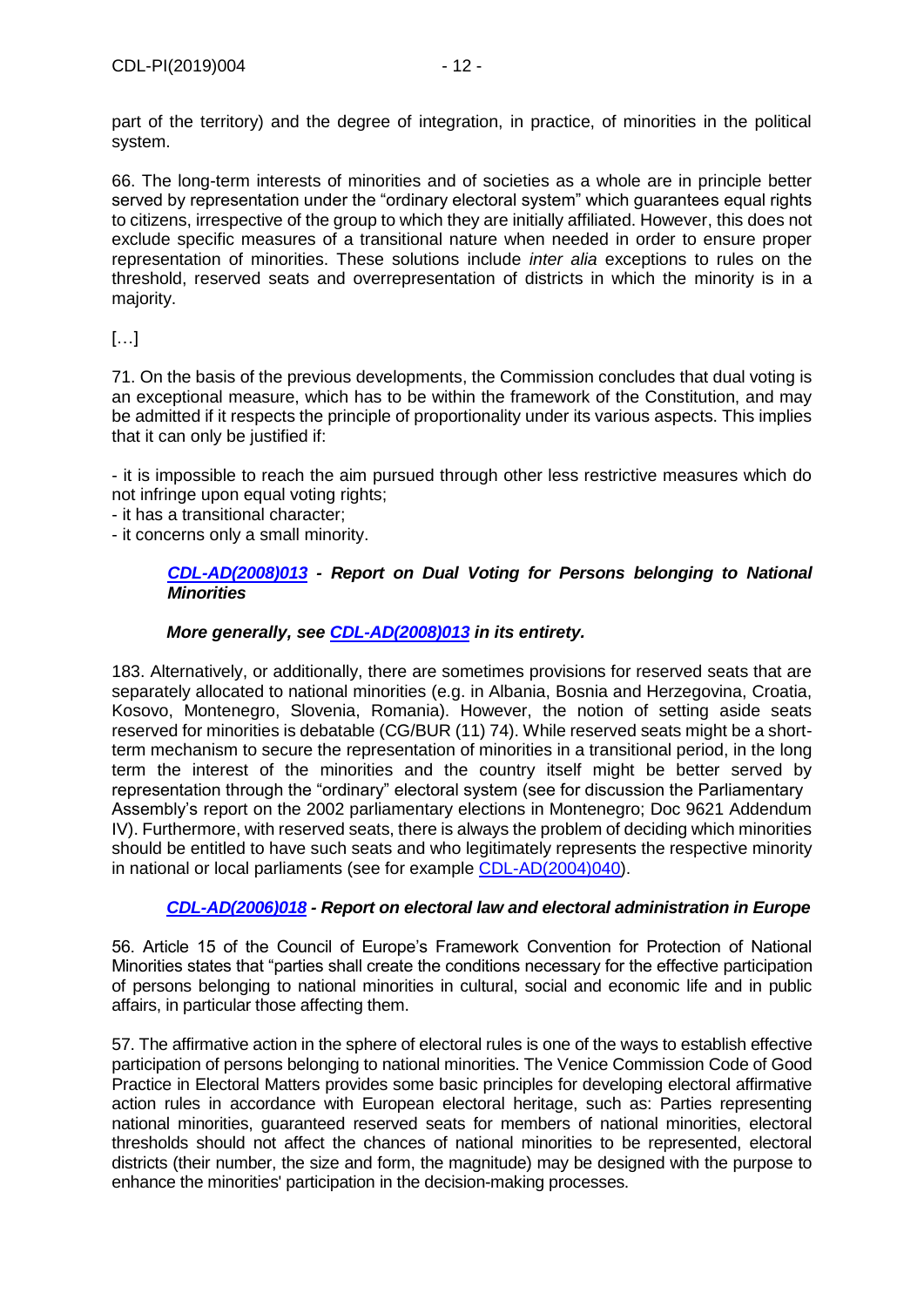part of the territory) and the degree of integration, in practice, of minorities in the political system.

66. The long-term interests of minorities and of societies as a whole are in principle better served by representation under the "ordinary electoral system" which guarantees equal rights to citizens, irrespective of the group to which they are initially affiliated. However, this does not exclude specific measures of a transitional nature when needed in order to ensure proper representation of minorities. These solutions include *inter alia* exceptions to rules on the threshold, reserved seats and overrepresentation of districts in which the minority is in a majority.

[…]

71. On the basis of the previous developments, the Commission concludes that dual voting is an exceptional measure, which has to be within the framework of the Constitution, and may be admitted if it respects the principle of proportionality under its various aspects. This implies that it can only be justified if:

- it is impossible to reach the aim pursued through other less restrictive measures which do not infringe upon equal voting rights;
- it has a transitional character;
- it concerns only a small minority.

***CDL-AD(2008)013 - Report on Dual Voting for Persons belonging to National Minorities***

***More generally, see CDL-AD(2008)013 in its entirety.***

183. Alternatively, or additionally, there are sometimes provisions for reserved seats that are separately allocated to national minorities (e.g. in Albania, Bosnia and Herzegovina, Croatia, Kosovo, Montenegro, Slovenia, Romania). However, the notion of setting aside seats reserved for minorities is debatable (CG/BUR (11) 74). While reserved seats might be a short-term mechanism to secure the representation of minorities in a transitional period, in the long term the interest of the minorities and the country itself might be better served by representation through the "ordinary" electoral system (see for discussion the Parliamentary Assembly's report on the 2002 parliamentary elections in Montenegro; Doc 9621 Addendum IV). Furthermore, with reserved seats, there is always the problem of deciding which minorities should be entitled to have such seats and who legitimately represents the respective minority in national or local parliaments (see for example CDL-AD(2004)040).

***CDL-AD(2006)018 - Report on electoral law and electoral administration in Europe***

56. Article 15 of the Council of Europe's Framework Convention for Protection of National Minorities states that "parties shall create the conditions necessary for the effective participation of persons belonging to national minorities in cultural, social and economic life and in public affairs, in particular those affecting them.

57. The affirmative action in the sphere of electoral rules is one of the ways to establish effective participation of persons belonging to national minorities. The Venice Commission Code of Good Practice in Electoral Matters provides some basic principles for developing electoral affirmative action rules in accordance with European electoral heritage, such as: Parties representing national minorities, guaranteed reserved seats for members of national minorities, electoral thresholds should not affect the chances of national minorities to be represented, electoral districts (their number, the size and form, the magnitude) may be designed with the purpose to enhance the minorities' participation in the decision-making processes.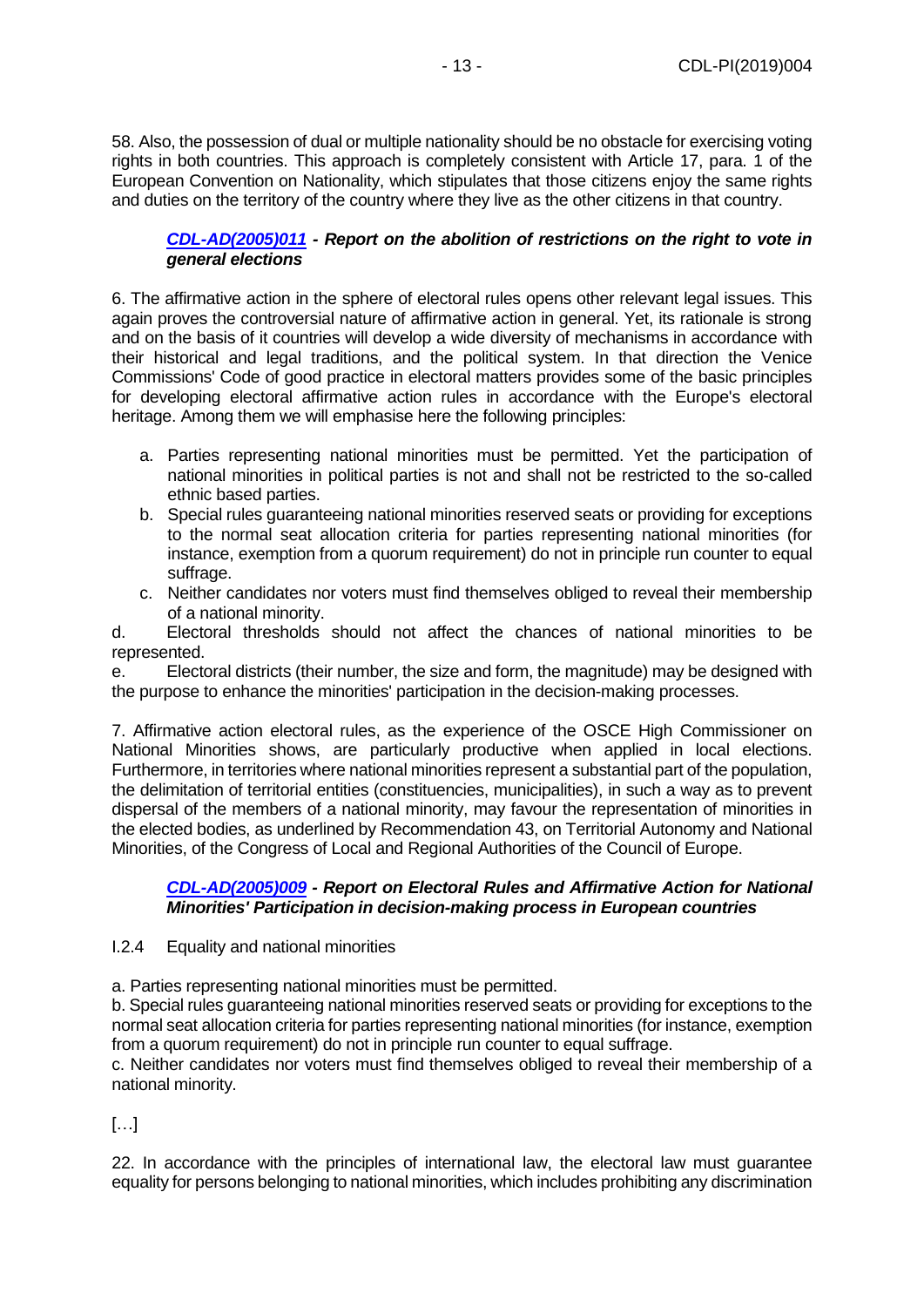58. Also, the possession of dual or multiple nationality should be no obstacle for exercising voting rights in both countries. This approach is completely consistent with Article 17, para. 1 of the European Convention on Nationality, which stipulates that those citizens enjoy the same rights and duties on the territory of the country where they live as the other citizens in that country.

***CDL-AD(2005)011* - Report on the abolition of restrictions on the right to vote in general elections**

6. The affirmative action in the sphere of electoral rules opens other relevant legal issues. This again proves the controversial nature of affirmative action in general. Yet, its rationale is strong and on the basis of it countries will develop a wide diversity of mechanisms in accordance with their historical and legal traditions, and the political system. In that direction the Venice Commissions' Code of good practice in electoral matters provides some of the basic principles for developing electoral affirmative action rules in accordance with the Europe's electoral heritage. Among them we will emphasise here the following principles:

a. Parties representing national minorities must be permitted. Yet the participation of national minorities in political parties is not and shall not be restricted to the so-called ethnic based parties.
b. Special rules guaranteeing national minorities reserved seats or providing for exceptions to the normal seat allocation criteria for parties representing national minorities (for instance, exemption from a quorum requirement) do not in principle run counter to equal suffrage.
c. Neither candidates nor voters must find themselves obliged to reveal their membership of a national minority.
d. Electoral thresholds should not affect the chances of national minorities to be represented.
e. Electoral districts (their number, the size and form, the magnitude) may be designed with the purpose to enhance the minorities' participation in the decision-making processes.

7. Affirmative action electoral rules, as the experience of the OSCE High Commissioner on National Minorities shows, are particularly productive when applied in local elections. Furthermore, in territories where national minorities represent a substantial part of the population, the delimitation of territorial entities (constituencies, municipalities), in such a way as to prevent dispersal of the members of a national minority, may favour the representation of minorities in the elected bodies, as underlined by Recommendation 43, on Territorial Autonomy and National Minorities, of the Congress of Local and Regional Authorities of the Council of Europe.

***CDL-AD(2005)009* - Report on Electoral Rules and Affirmative Action for National Minorities' Participation in decision-making process in European countries**

I.2.4 Equality and national minorities

a. Parties representing national minorities must be permitted.
b. Special rules guaranteeing national minorities reserved seats or providing for exceptions to the normal seat allocation criteria for parties representing national minorities (for instance, exemption from a quorum requirement) do not in principle run counter to equal suffrage.
c. Neither candidates nor voters must find themselves obliged to reveal their membership of a national minority.

[…]

22. In accordance with the principles of international law, the electoral law must guarantee equality for persons belonging to national minorities, which includes prohibiting any discrimination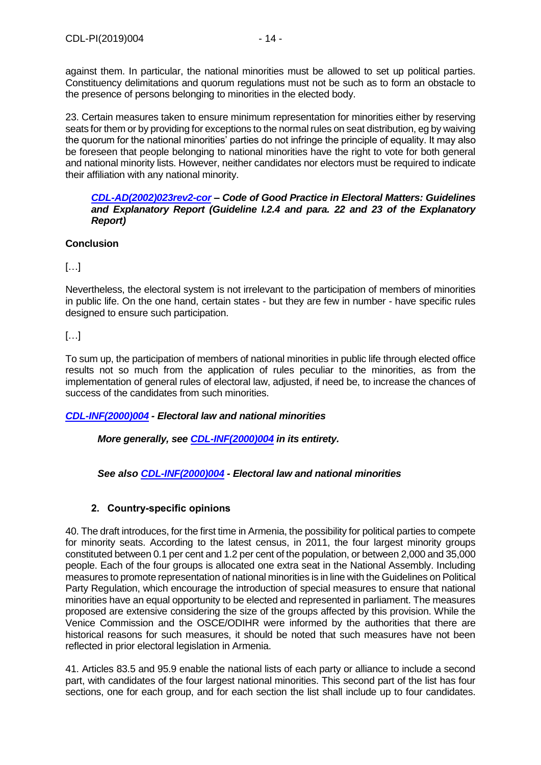against them. In particular, the national minorities must be allowed to set up political parties. Constituency delimitations and quorum regulations must not be such as to form an obstacle to the presence of persons belonging to minorities in the elected body.

23. Certain measures taken to ensure minimum representation for minorities either by reserving seats for them or by providing for exceptions to the normal rules on seat distribution, eg by waiving the quorum for the national minorities' parties do not infringe the principle of equality. It may also be foreseen that people belonging to national minorities have the right to vote for both general and national minority lists. However, neither candidates nor electors must be required to indicate their affiliation with any national minority.

***CDL-AD(2002)023rev2-cor* – Code of Good Practice in Electoral Matters: Guidelines and Explanatory Report (Guideline I.2.4 and para. 22 and 23 of the Explanatory Report)**

**Conclusion**

[…]

Nevertheless, the electoral system is not irrelevant to the participation of members of minorities in public life. On the one hand, certain states - but they are few in number - have specific rules designed to ensure such participation.

[…]

To sum up, the participation of members of national minorities in public life through elected office results not so much from the application of rules peculiar to the minorities, as from the implementation of general rules of electoral law, adjusted, if need be, to increase the chances of success of the candidates from such minorities.

***CDL-INF(2000)004* - Electoral law and national minorities**

***More generally, see CDL-INF(2000)004 in its entirety.***

***See also CDL-INF(2000)004 - Electoral law and national minorities***

### 2. Country-specific opinions

40. The draft introduces, for the first time in Armenia, the possibility for political parties to compete for minority seats. According to the latest census, in 2011, the four largest minority groups constituted between 0.1 per cent and 1.2 per cent of the population, or between 2,000 and 35,000 people. Each of the four groups is allocated one extra seat in the National Assembly. Including measures to promote representation of national minorities is in line with the Guidelines on Political Party Regulation, which encourage the introduction of special measures to ensure that national minorities have an equal opportunity to be elected and represented in parliament. The measures proposed are extensive considering the size of the groups affected by this provision. While the Venice Commission and the OSCE/ODIHR were informed by the authorities that there are historical reasons for such measures, it should be noted that such measures have not been reflected in prior electoral legislation in Armenia.

41. Articles 83.5 and 95.9 enable the national lists of each party or alliance to include a second part, with candidates of the four largest national minorities. This second part of the list has four sections, one for each group, and for each section the list shall include up to four candidates.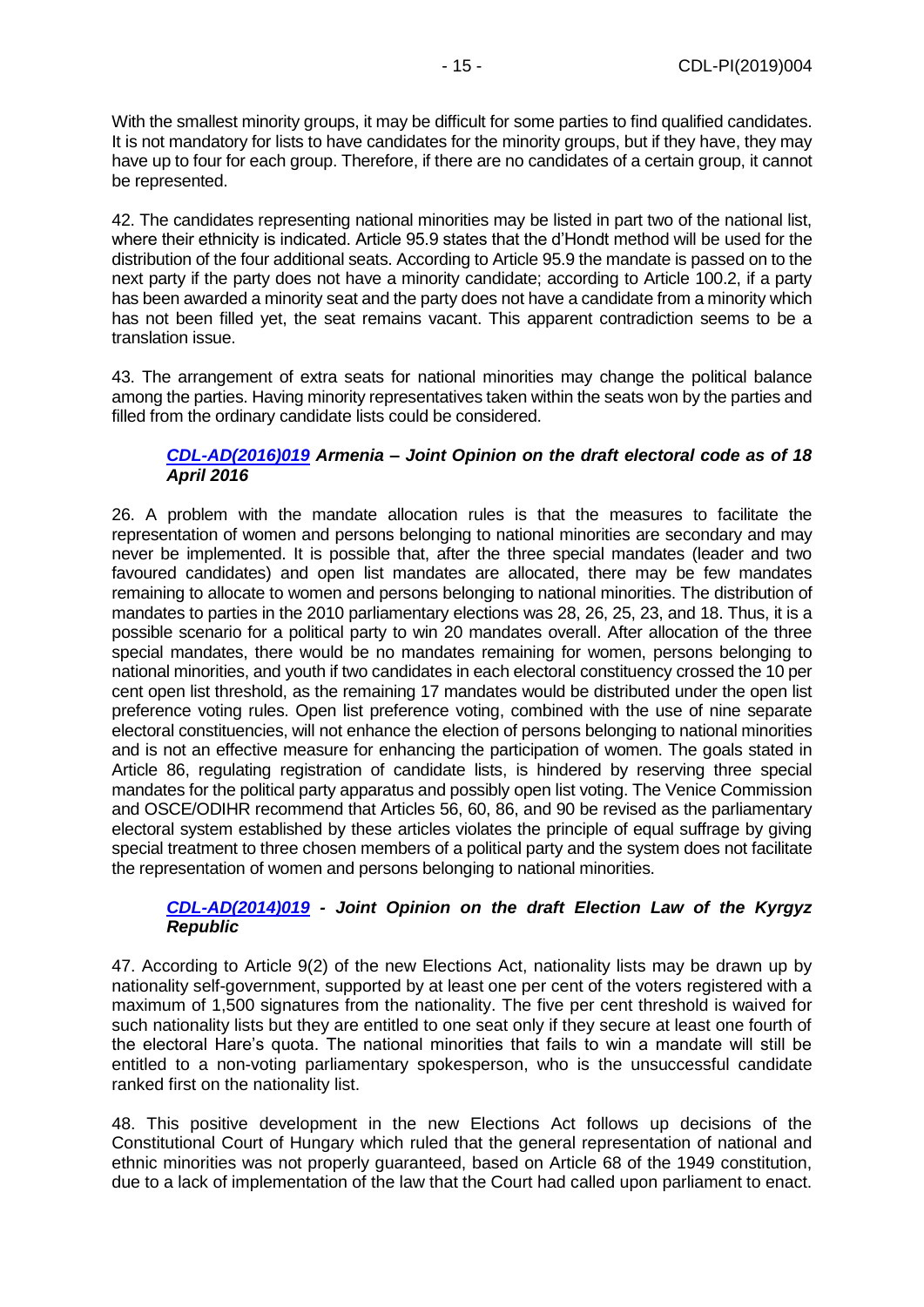With the smallest minority groups, it may be difficult for some parties to find qualified candidates. It is not mandatory for lists to have candidates for the minority groups, but if they have, they may have up to four for each group. Therefore, if there are no candidates of a certain group, it cannot be represented.

42. The candidates representing national minorities may be listed in part two of the national list, where their ethnicity is indicated. Article 95.9 states that the d'Hondt method will be used for the distribution of the four additional seats. According to Article 95.9 the mandate is passed on to the next party if the party does not have a minority candidate; according to Article 100.2, if a party has been awarded a minority seat and the party does not have a candidate from a minority which has not been filled yet, the seat remains vacant. This apparent contradiction seems to be a translation issue.

43. The arrangement of extra seats for national minorities may change the political balance among the parties. Having minority representatives taken within the seats won by the parties and filled from the ordinary candidate lists could be considered.

### *CDL-AD(2016)019 Armenia – Joint Opinion on the draft electoral code as of 18 April 2016*

26. A problem with the mandate allocation rules is that the measures to facilitate the representation of women and persons belonging to national minorities are secondary and may never be implemented. It is possible that, after the three special mandates (leader and two favoured candidates) and open list mandates are allocated, there may be few mandates remaining to allocate to women and persons belonging to national minorities. The distribution of mandates to parties in the 2010 parliamentary elections was 28, 26, 25, 23, and 18. Thus, it is a possible scenario for a political party to win 20 mandates overall. After allocation of the three special mandates, there would be no mandates remaining for women, persons belonging to national minorities, and youth if two candidates in each electoral constituency crossed the 10 per cent open list threshold, as the remaining 17 mandates would be distributed under the open list preference voting rules. Open list preference voting, combined with the use of nine separate electoral constituencies, will not enhance the election of persons belonging to national minorities and is not an effective measure for enhancing the participation of women. The goals stated in Article 86, regulating registration of candidate lists, is hindered by reserving three special mandates for the political party apparatus and possibly open list voting. The Venice Commission and OSCE/ODIHR recommend that Articles 56, 60, 86, and 90 be revised as the parliamentary electoral system established by these articles violates the principle of equal suffrage by giving special treatment to three chosen members of a political party and the system does not facilitate the representation of women and persons belonging to national minorities.

### *CDL-AD(2014)019 - Joint Opinion on the draft Election Law of the Kyrgyz Republic*

47. According to Article 9(2) of the new Elections Act, nationality lists may be drawn up by nationality self-government, supported by at least one per cent of the voters registered with a maximum of 1,500 signatures from the nationality. The five per cent threshold is waived for such nationality lists but they are entitled to one seat only if they secure at least one fourth of the electoral Hare's quota. The national minorities that fails to win a mandate will still be entitled to a non-voting parliamentary spokesperson, who is the unsuccessful candidate ranked first on the nationality list.

48. This positive development in the new Elections Act follows up decisions of the Constitutional Court of Hungary which ruled that the general representation of national and ethnic minorities was not properly guaranteed, based on Article 68 of the 1949 constitution, due to a lack of implementation of the law that the Court had called upon parliament to enact.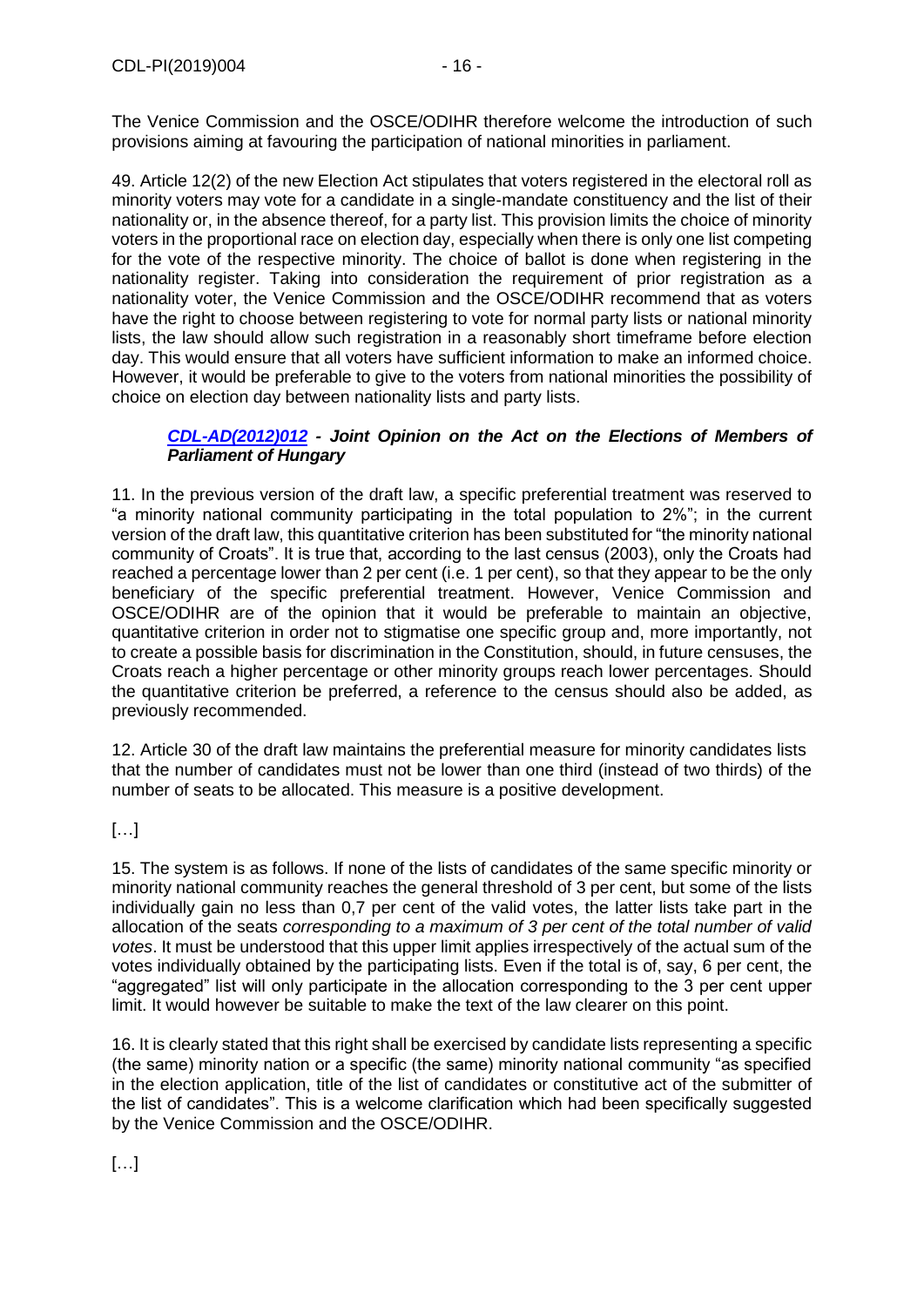The Venice Commission and the OSCE/ODIHR therefore welcome the introduction of such provisions aiming at favouring the participation of national minorities in parliament.

49. Article 12(2) of the new Election Act stipulates that voters registered in the electoral roll as minority voters may vote for a candidate in a single-mandate constituency and the list of their nationality or, in the absence thereof, for a party list. This provision limits the choice of minority voters in the proportional race on election day, especially when there is only one list competing for the vote of the respective minority. The choice of ballot is done when registering in the nationality register. Taking into consideration the requirement of prior registration as a nationality voter, the Venice Commission and the OSCE/ODIHR recommend that as voters have the right to choose between registering to vote for normal party lists or national minority lists, the law should allow such registration in a reasonably short timeframe before election day. This would ensure that all voters have sufficient information to make an informed choice. However, it would be preferable to give to the voters from national minorities the possibility of choice on election day between nationality lists and party lists.

### ***CDL-AD(2012)012 - Joint Opinion on the Act on the Elections of Members of Parliament of Hungary***

11. In the previous version of the draft law, a specific preferential treatment was reserved to "a minority national community participating in the total population to 2%"; in the current version of the draft law, this quantitative criterion has been substituted for "the minority national community of Croats". It is true that, according to the last census (2003), only the Croats had reached a percentage lower than 2 per cent (i.e. 1 per cent), so that they appear to be the only beneficiary of the specific preferential treatment. However, Venice Commission and OSCE/ODIHR are of the opinion that it would be preferable to maintain an objective, quantitative criterion in order not to stigmatise one specific group and, more importantly, not to create a possible basis for discrimination in the Constitution, should, in future censuses, the Croats reach a higher percentage or other minority groups reach lower percentages. Should the quantitative criterion be preferred, a reference to the census should also be added, as previously recommended.

12. Article 30 of the draft law maintains the preferential measure for minority candidates lists that the number of candidates must not be lower than one third (instead of two thirds) of the number of seats to be allocated. This measure is a positive development.

[…]

15. The system is as follows. If none of the lists of candidates of the same specific minority or minority national community reaches the general threshold of 3 per cent, but some of the lists individually gain no less than 0,7 per cent of the valid votes, the latter lists take part in the allocation of the seats *corresponding to a maximum of 3 per cent of the total number of valid votes*. It must be understood that this upper limit applies irrespectively of the actual sum of the votes individually obtained by the participating lists. Even if the total is of, say, 6 per cent, the "aggregated" list will only participate in the allocation corresponding to the 3 per cent upper limit. It would however be suitable to make the text of the law clearer on this point.

16. It is clearly stated that this right shall be exercised by candidate lists representing a specific (the same) minority nation or a specific (the same) minority national community "as specified in the election application, title of the list of candidates or constitutive act of the submitter of the list of candidates". This is a welcome clarification which had been specifically suggested by the Venice Commission and the OSCE/ODIHR.

[…]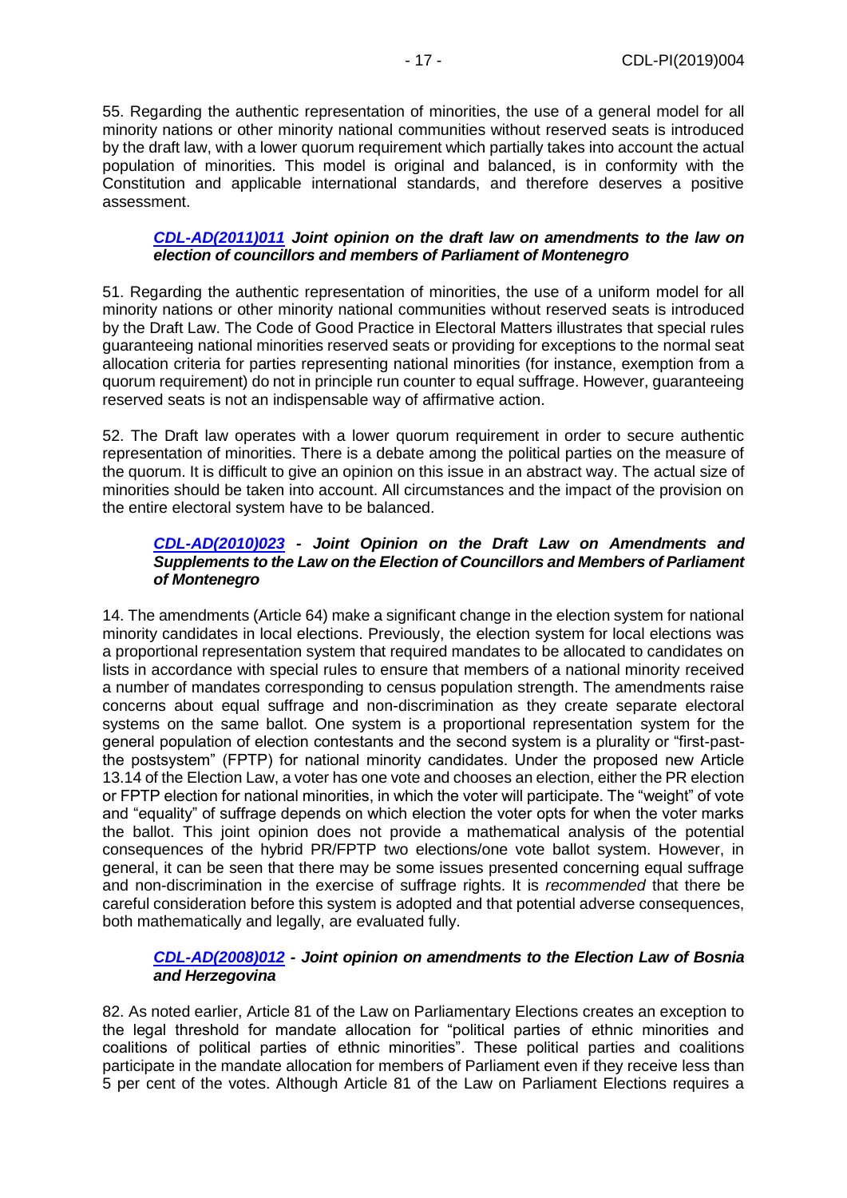55. Regarding the authentic representation of minorities, the use of a general model for all minority nations or other minority national communities without reserved seats is introduced by the draft law, with a lower quorum requirement which partially takes into account the actual population of minorities. This model is original and balanced, is in conformity with the Constitution and applicable international standards, and therefore deserves a positive assessment.

### *[CDL-AD(2011)011](#) Joint opinion on the draft law on amendments to the law on election of councillors and members of Parliament of Montenegro*

51. Regarding the authentic representation of minorities, the use of a uniform model for all minority nations or other minority national communities without reserved seats is introduced by the Draft Law. The Code of Good Practice in Electoral Matters illustrates that special rules guaranteeing national minorities reserved seats or providing for exceptions to the normal seat allocation criteria for parties representing national minorities (for instance, exemption from a quorum requirement) do not in principle run counter to equal suffrage. However, guaranteeing reserved seats is not an indispensable way of affirmative action.

52. The Draft law operates with a lower quorum requirement in order to secure authentic representation of minorities. There is a debate among the political parties on the measure of the quorum. It is difficult to give an opinion on this issue in an abstract way. The actual size of minorities should be taken into account. All circumstances and the impact of the provision on the entire electoral system have to be balanced.

### *[CDL-AD(2010)023](#) - Joint Opinion on the Draft Law on Amendments and Supplements to the Law on the Election of Councillors and Members of Parliament of Montenegro*

14. The amendments (Article 64) make a significant change in the election system for national minority candidates in local elections. Previously, the election system for local elections was a proportional representation system that required mandates to be allocated to candidates on lists in accordance with special rules to ensure that members of a national minority received a number of mandates corresponding to census population strength. The amendments raise concerns about equal suffrage and non-discrimination as they create separate electoral systems on the same ballot. One system is a proportional representation system for the general population of election contestants and the second system is a plurality or "first-past-the postsystem" (FPTP) for national minority candidates. Under the proposed new Article 13.14 of the Election Law, a voter has one vote and chooses an election, either the PR election or FPTP election for national minorities, in which the voter will participate. The "weight" of vote and "equality" of suffrage depends on which election the voter opts for when the voter marks the ballot. This joint opinion does not provide a mathematical analysis of the potential consequences of the hybrid PR/FPTP two elections/one vote ballot system. However, in general, it can be seen that there may be some issues presented concerning equal suffrage and non-discrimination in the exercise of suffrage rights. It is *recommended* that there be careful consideration before this system is adopted and that potential adverse consequences, both mathematically and legally, are evaluated fully.

### *[CDL-AD(2008)012](#) - Joint opinion on amendments to the Election Law of Bosnia and Herzegovina*

82. As noted earlier, Article 81 of the Law on Parliamentary Elections creates an exception to the legal threshold for mandate allocation for "political parties of ethnic minorities and coalitions of political parties of ethnic minorities". These political parties and coalitions participate in the mandate allocation for members of Parliament even if they receive less than 5 per cent of the votes. Although Article 81 of the Law on Parliament Elections requires a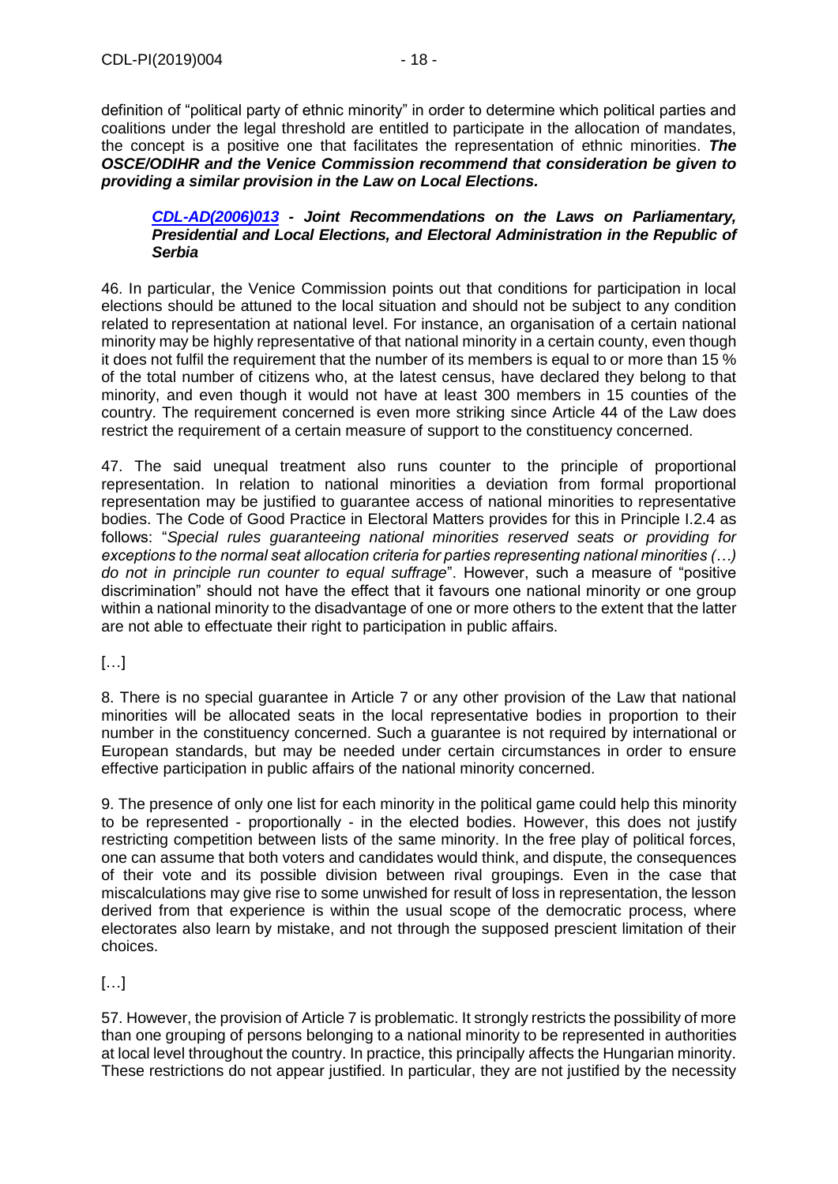definition of "political party of ethnic minority" in order to determine which political parties and coalitions under the legal threshold are entitled to participate in the allocation of mandates, the concept is a positive one that facilitates the representation of ethnic minorities. ***The OSCE/ODIHR and the Venice Commission recommend that consideration be given to providing a similar provision in the Law on Local Elections.***

***CDL-AD(2006)013 - Joint Recommendations on the Laws on Parliamentary, Presidential and Local Elections, and Electoral Administration in the Republic of Serbia***

46. In particular, the Venice Commission points out that conditions for participation in local elections should be attuned to the local situation and should not be subject to any condition related to representation at national level. For instance, an organisation of a certain national minority may be highly representative of that national minority in a certain county, even though it does not fulfil the requirement that the number of its members is equal to or more than 15 % of the total number of citizens who, at the latest census, have declared they belong to that minority, and even though it would not have at least 300 members in 15 counties of the country. The requirement concerned is even more striking since Article 44 of the Law does restrict the requirement of a certain measure of support to the constituency concerned.

47. The said unequal treatment also runs counter to the principle of proportional representation. In relation to national minorities a deviation from formal proportional representation may be justified to guarantee access of national minorities to representative bodies. The Code of Good Practice in Electoral Matters provides for this in Principle I.2.4 as follows: "*Special rules guaranteeing national minorities reserved seats or providing for exceptions to the normal seat allocation criteria for parties representing national minorities (…) do not in principle run counter to equal suffrage*". However, such a measure of "positive discrimination" should not have the effect that it favours one national minority or one group within a national minority to the disadvantage of one or more others to the extent that the latter are not able to effectuate their right to participation in public affairs.

[…]

8. There is no special guarantee in Article 7 or any other provision of the Law that national minorities will be allocated seats in the local representative bodies in proportion to their number in the constituency concerned. Such a guarantee is not required by international or European standards, but may be needed under certain circumstances in order to ensure effective participation in public affairs of the national minority concerned.

9. The presence of only one list for each minority in the political game could help this minority to be represented - proportionally - in the elected bodies. However, this does not justify restricting competition between lists of the same minority. In the free play of political forces, one can assume that both voters and candidates would think, and dispute, the consequences of their vote and its possible division between rival groupings. Even in the case that miscalculations may give rise to some unwished for result of loss in representation, the lesson derived from that experience is within the usual scope of the democratic process, where electorates also learn by mistake, and not through the supposed prescient limitation of their choices.

[…]

57. However, the provision of Article 7 is problematic. It strongly restricts the possibility of more than one grouping of persons belonging to a national minority to be represented in authorities at local level throughout the country. In practice, this principally affects the Hungarian minority. These restrictions do not appear justified. In particular, they are not justified by the necessity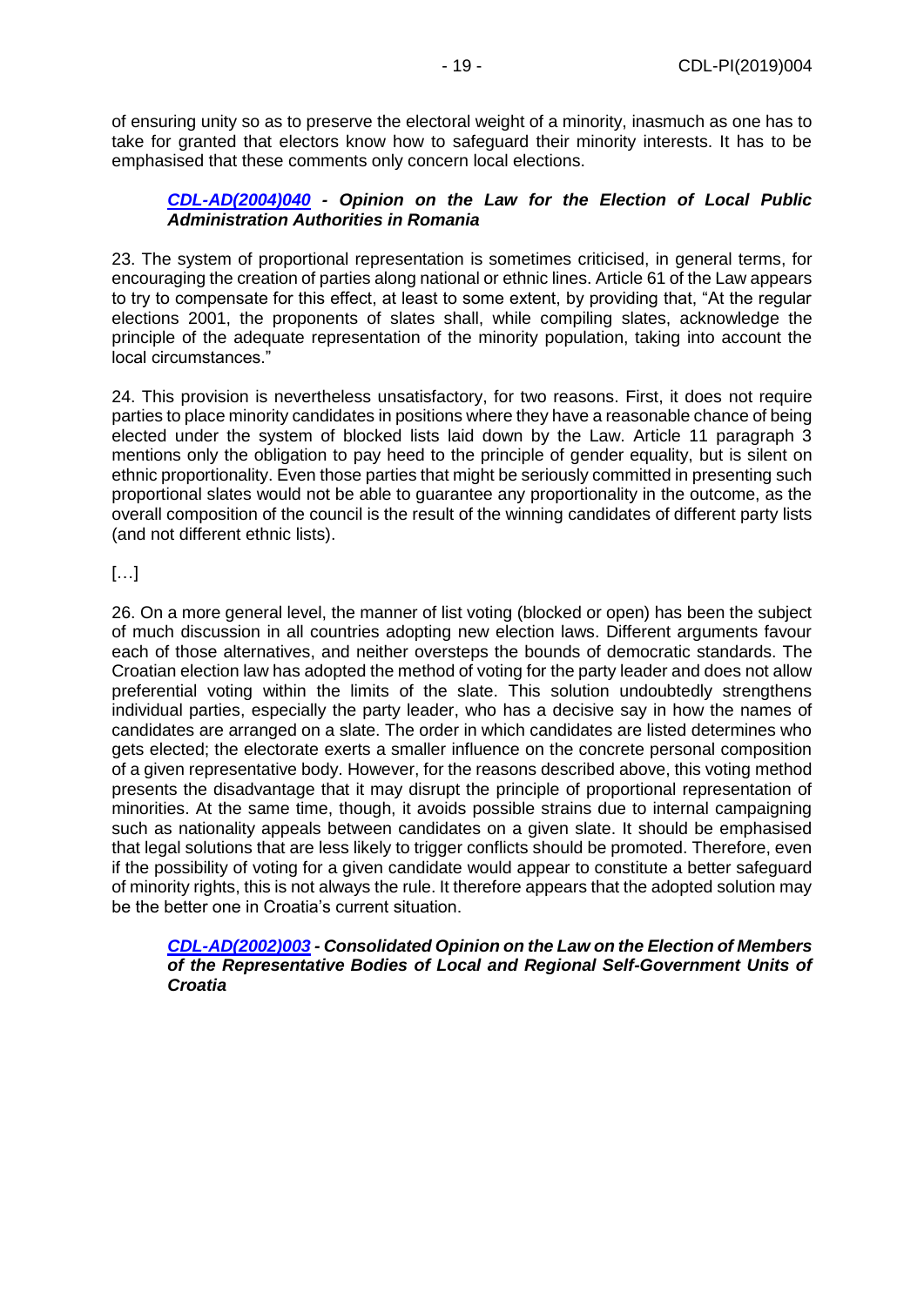of ensuring unity so as to preserve the electoral weight of a minority, inasmuch as one has to take for granted that electors know how to safeguard their minority interests. It has to be emphasised that these comments only concern local elections.

> ***CDL-AD(2004)040 - Opinion on the Law for the Election of Local Public Administration Authorities in Romania***

23. The system of proportional representation is sometimes criticised, in general terms, for encouraging the creation of parties along national or ethnic lines. Article 61 of the Law appears to try to compensate for this effect, at least to some extent, by providing that, "At the regular elections 2001, the proponents of slates shall, while compiling slates, acknowledge the principle of the adequate representation of the minority population, taking into account the local circumstances."

24. This provision is nevertheless unsatisfactory, for two reasons. First, it does not require parties to place minority candidates in positions where they have a reasonable chance of being elected under the system of blocked lists laid down by the Law. Article 11 paragraph 3 mentions only the obligation to pay heed to the principle of gender equality, but is silent on ethnic proportionality. Even those parties that might be seriously committed in presenting such proportional slates would not be able to guarantee any proportionality in the outcome, as the overall composition of the council is the result of the winning candidates of different party lists (and not different ethnic lists).

[…]

26. On a more general level, the manner of list voting (blocked or open) has been the subject of much discussion in all countries adopting new election laws. Different arguments favour each of those alternatives, and neither oversteps the bounds of democratic standards. The Croatian election law has adopted the method of voting for the party leader and does not allow preferential voting within the limits of the slate. This solution undoubtedly strengthens individual parties, especially the party leader, who has a decisive say in how the names of candidates are arranged on a slate. The order in which candidates are listed determines who gets elected; the electorate exerts a smaller influence on the concrete personal composition of a given representative body. However, for the reasons described above, this voting method presents the disadvantage that it may disrupt the principle of proportional representation of minorities. At the same time, though, it avoids possible strains due to internal campaigning such as nationality appeals between candidates on a given slate. It should be emphasised that legal solutions that are less likely to trigger conflicts should be promoted. Therefore, even if the possibility of voting for a given candidate would appear to constitute a better safeguard of minority rights, this is not always the rule. It therefore appears that the adopted solution may be the better one in Croatia's current situation.

> ***CDL-AD(2002)003 - Consolidated Opinion on the Law on the Election of Members of the Representative Bodies of Local and Regional Self-Government Units of Croatia***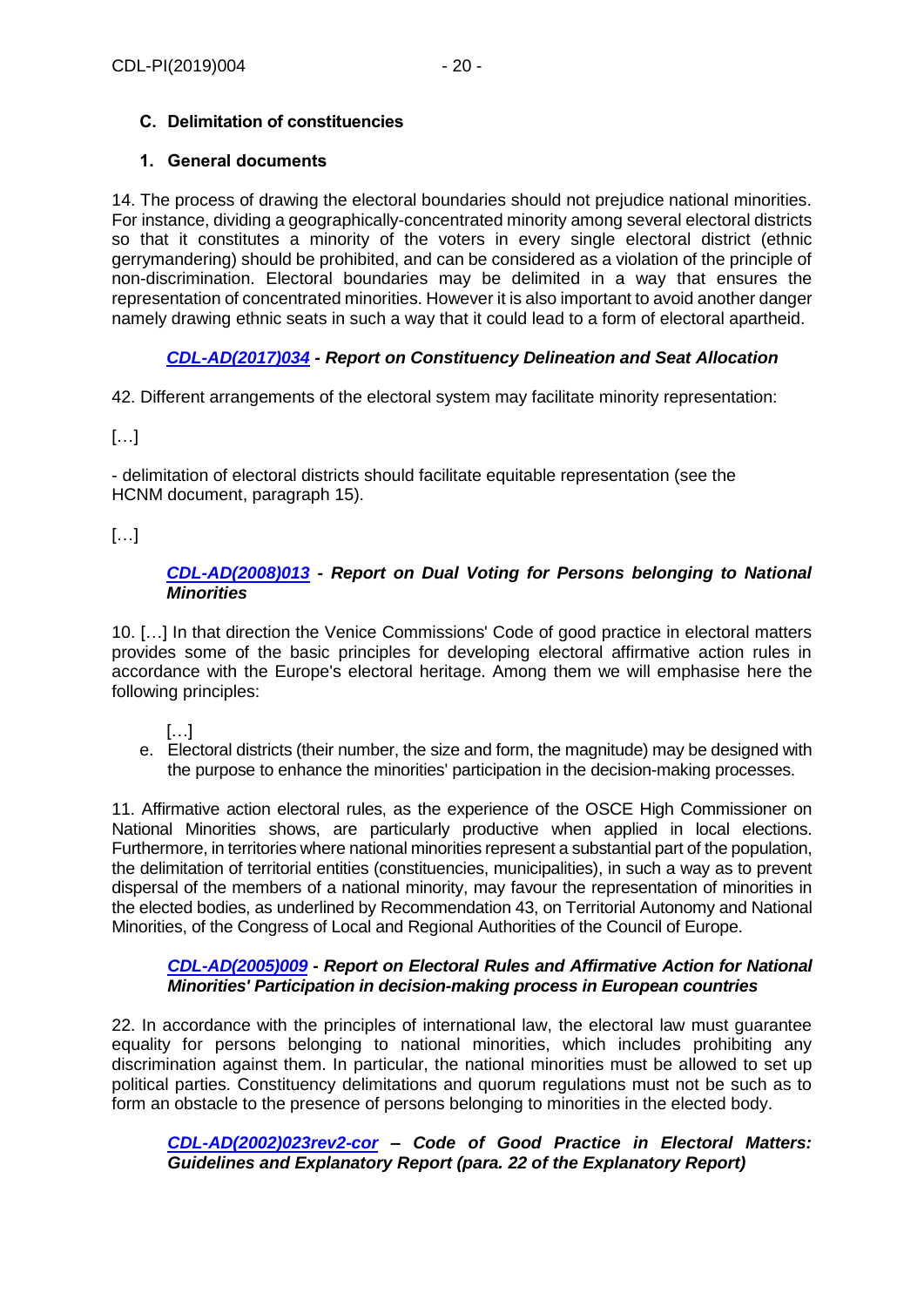### C. Delimitation of constituencies

#### 1. General documents

14. The process of drawing the electoral boundaries should not prejudice national minorities. For instance, dividing a geographically-concentrated minority among several electoral districts so that it constitutes a minority of the voters in every single electoral district (ethnic gerrymandering) should be prohibited, and can be considered as a violation of the principle of non-discrimination. Electoral boundaries may be delimited in a way that ensures the representation of concentrated minorities. However it is also important to avoid another danger namely drawing ethnic seats in such a way that it could lead to a form of electoral apartheid.

***CDL-AD(2017)034 - Report on Constituency Delineation and Seat Allocation***

42. Different arrangements of the electoral system may facilitate minority representation:

[…]

- delimitation of electoral districts should facilitate equitable representation (see the HCNM document, paragraph 15).

[…]

***CDL-AD(2008)013 - Report on Dual Voting for Persons belonging to National Minorities***

10. […] In that direction the Venice Commissions' Code of good practice in electoral matters provides some of the basic principles for developing electoral affirmative action rules in accordance with the Europe's electoral heritage. Among them we will emphasise here the following principles:

[…]

e. Electoral districts (their number, the size and form, the magnitude) may be designed with the purpose to enhance the minorities' participation in the decision-making processes.

11. Affirmative action electoral rules, as the experience of the OSCE High Commissioner on National Minorities shows, are particularly productive when applied in local elections. Furthermore, in territories where national minorities represent a substantial part of the population, the delimitation of territorial entities (constituencies, municipalities), in such a way as to prevent dispersal of the members of a national minority, may favour the representation of minorities in the elected bodies, as underlined by Recommendation 43, on Territorial Autonomy and National Minorities, of the Congress of Local and Regional Authorities of the Council of Europe.

***CDL-AD(2005)009 - Report on Electoral Rules and Affirmative Action for National Minorities' Participation in decision-making process in European countries***

22. In accordance with the principles of international law, the electoral law must guarantee equality for persons belonging to national minorities, which includes prohibiting any discrimination against them. In particular, the national minorities must be allowed to set up political parties. Constituency delimitations and quorum regulations must not be such as to form an obstacle to the presence of persons belonging to minorities in the elected body.

***CDL-AD(2002)023rev2-cor – Code of Good Practice in Electoral Matters: Guidelines and Explanatory Report (para. 22 of the Explanatory Report)***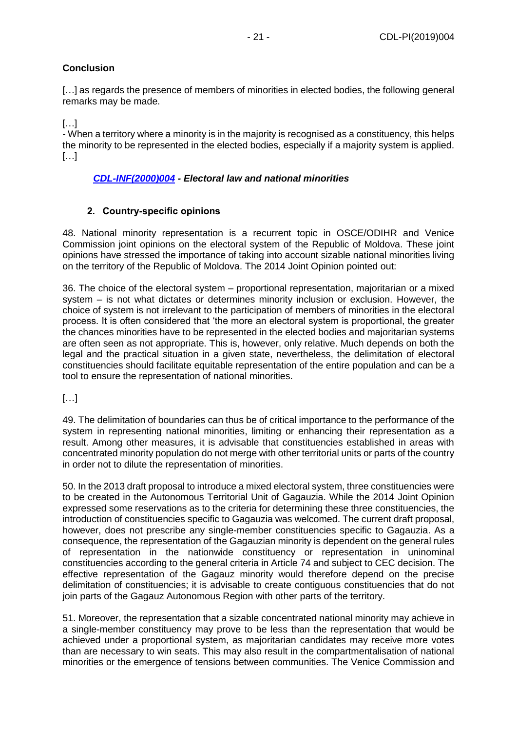**Conclusion**

[…] as regards the presence of members of minorities in elected bodies, the following general remarks may be made.

[…]
- When a territory where a minority is in the majority is recognised as a constituency, this helps the minority to be represented in the elected bodies, especially if a majority system is applied.
[…]

*CDL-INF(2000)004* ***- Electoral law and national minorities***

## 2. Country-specific opinions

48. National minority representation is a recurrent topic in OSCE/ODIHR and Venice Commission joint opinions on the electoral system of the Republic of Moldova. These joint opinions have stressed the importance of taking into account sizable national minorities living on the territory of the Republic of Moldova. The 2014 Joint Opinion pointed out:

36. The choice of the electoral system – proportional representation, majoritarian or a mixed system – is not what dictates or determines minority inclusion or exclusion. However, the choice of system is not irrelevant to the participation of members of minorities in the electoral process. It is often considered that 'the more an electoral system is proportional, the greater the chances minorities have to be represented in the elected bodies and majoritarian systems are often seen as not appropriate. This is, however, only relative. Much depends on both the legal and the practical situation in a given state, nevertheless, the delimitation of electoral constituencies should facilitate equitable representation of the entire population and can be a tool to ensure the representation of national minorities.

[…]

49. The delimitation of boundaries can thus be of critical importance to the performance of the system in representing national minorities, limiting or enhancing their representation as a result. Among other measures, it is advisable that constituencies established in areas with concentrated minority population do not merge with other territorial units or parts of the country in order not to dilute the representation of minorities.

50. In the 2013 draft proposal to introduce a mixed electoral system, three constituencies were to be created in the Autonomous Territorial Unit of Gagauzia. While the 2014 Joint Opinion expressed some reservations as to the criteria for determining these three constituencies, the introduction of constituencies specific to Gagauzia was welcomed. The current draft proposal, however, does not prescribe any single-member constituencies specific to Gagauzia. As a consequence, the representation of the Gagauzian minority is dependent on the general rules of representation in the nationwide constituency or representation in uninominal constituencies according to the general criteria in Article 74 and subject to CEC decision. The effective representation of the Gagauz minority would therefore depend on the precise delimitation of constituencies; it is advisable to create contiguous constituencies that do not join parts of the Gagauz Autonomous Region with other parts of the territory.

51. Moreover, the representation that a sizable concentrated national minority may achieve in a single-member constituency may prove to be less than the representation that would be achieved under a proportional system, as majoritarian candidates may receive more votes than are necessary to win seats. This may also result in the compartmentalisation of national minorities or the emergence of tensions between communities. The Venice Commission and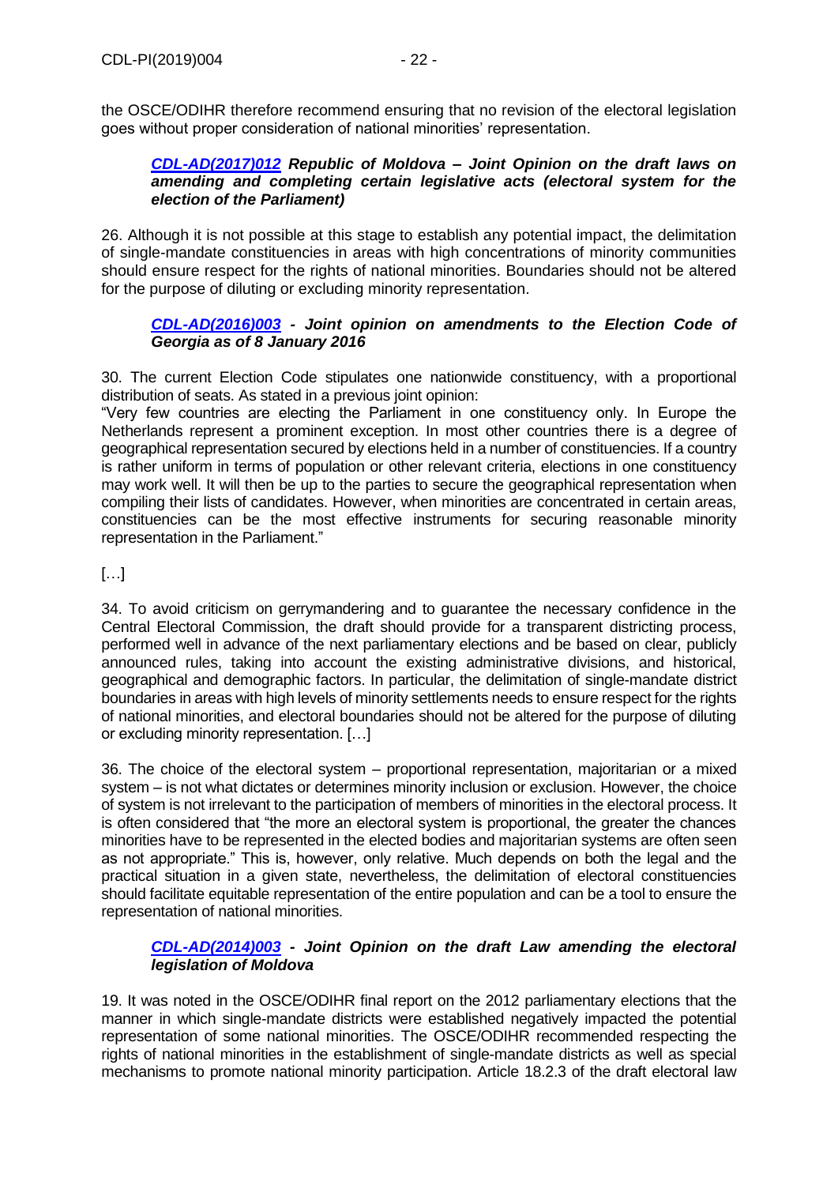the OSCE/ODIHR therefore recommend ensuring that no revision of the electoral legislation goes without proper consideration of national minorities' representation.

***CDL-AD(2017)012 Republic of Moldova – Joint Opinion on the draft laws on amending and completing certain legislative acts (electoral system for the election of the Parliament)***

26. Although it is not possible at this stage to establish any potential impact, the delimitation of single-mandate constituencies in areas with high concentrations of minority communities should ensure respect for the rights of national minorities. Boundaries should not be altered for the purpose of diluting or excluding minority representation.

***CDL-AD(2016)003 - Joint opinion on amendments to the Election Code of Georgia as of 8 January 2016***

30. The current Election Code stipulates one nationwide constituency, with a proportional distribution of seats. As stated in a previous joint opinion:
"Very few countries are electing the Parliament in one constituency only. In Europe the Netherlands represent a prominent exception. In most other countries there is a degree of geographical representation secured by elections held in a number of constituencies. If a country is rather uniform in terms of population or other relevant criteria, elections in one constituency may work well. It will then be up to the parties to secure the geographical representation when compiling their lists of candidates. However, when minorities are concentrated in certain areas, constituencies can be the most effective instruments for securing reasonable minority representation in the Parliament."

[…]

34. To avoid criticism on gerrymandering and to guarantee the necessary confidence in the Central Electoral Commission, the draft should provide for a transparent districting process, performed well in advance of the next parliamentary elections and be based on clear, publicly announced rules, taking into account the existing administrative divisions, and historical, geographical and demographic factors. In particular, the delimitation of single-mandate district boundaries in areas with high levels of minority settlements needs to ensure respect for the rights of national minorities, and electoral boundaries should not be altered for the purpose of diluting or excluding minority representation. […]

36. The choice of the electoral system – proportional representation, majoritarian or a mixed system – is not what dictates or determines minority inclusion or exclusion. However, the choice of system is not irrelevant to the participation of members of minorities in the electoral process. It is often considered that "the more an electoral system is proportional, the greater the chances minorities have to be represented in the elected bodies and majoritarian systems are often seen as not appropriate." This is, however, only relative. Much depends on both the legal and the practical situation in a given state, nevertheless, the delimitation of electoral constituencies should facilitate equitable representation of the entire population and can be a tool to ensure the representation of national minorities.

***CDL-AD(2014)003 - Joint Opinion on the draft Law amending the electoral legislation of Moldova***

19. It was noted in the OSCE/ODIHR final report on the 2012 parliamentary elections that the manner in which single-mandate districts were established negatively impacted the potential representation of some national minorities. The OSCE/ODIHR recommended respecting the rights of national minorities in the establishment of single-mandate districts as well as special mechanisms to promote national minority participation. Article 18.2.3 of the draft electoral law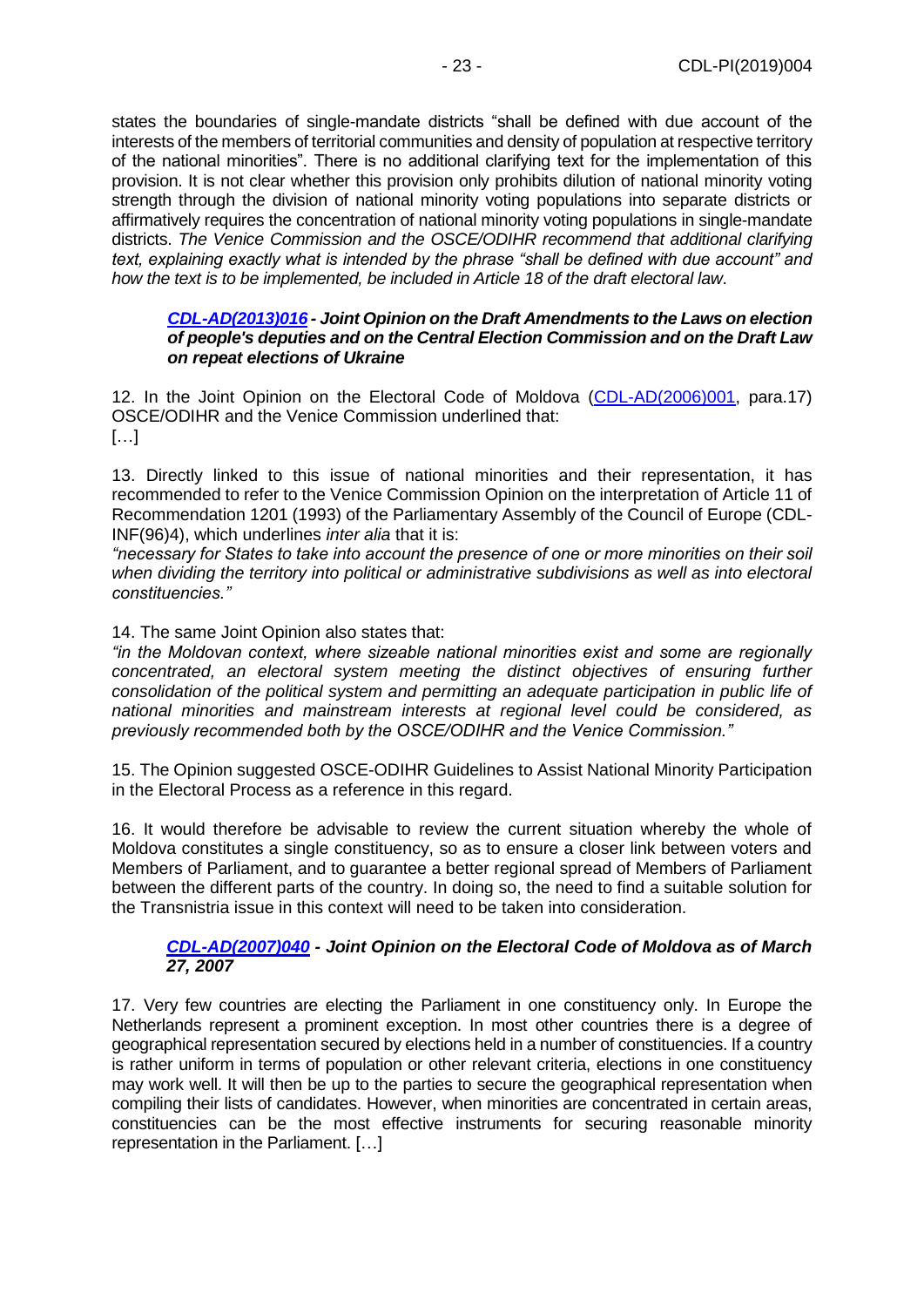states the boundaries of single-mandate districts "shall be defined with due account of the interests of the members of territorial communities and density of population at respective territory of the national minorities". There is no additional clarifying text for the implementation of this provision. It is not clear whether this provision only prohibits dilution of national minority voting strength through the division of national minority voting populations into separate districts or affirmatively requires the concentration of national minority voting populations in single-mandate districts. *The Venice Commission and the OSCE/ODIHR recommend that additional clarifying text, explaining exactly what is intended by the phrase "shall be defined with due account" and how the text is to be implemented, be included in Article 18 of the draft electoral law*.

***CDL-AD(2013)016* - *Joint Opinion on the Draft Amendments to the Laws on election of people's deputies and on the Central Election Commission and on the Draft Law on repeat elections of Ukraine***

12. In the Joint Opinion on the Electoral Code of Moldova (CDL-AD(2006)001, para.17) OSCE/ODIHR and the Venice Commission underlined that:
[…]

13. Directly linked to this issue of national minorities and their representation, it has recommended to refer to the Venice Commission Opinion on the interpretation of Article 11 of Recommendation 1201 (1993) of the Parliamentary Assembly of the Council of Europe (CDL-INF(96)4), which underlines *inter alia* that it is:

*"necessary for States to take into account the presence of one or more minorities on their soil when dividing the territory into political or administrative subdivisions as well as into electoral constituencies."*

14. The same Joint Opinion also states that:

*"in the Moldovan context, where sizeable national minorities exist and some are regionally concentrated, an electoral system meeting the distinct objectives of ensuring further consolidation of the political system and permitting an adequate participation in public life of national minorities and mainstream interests at regional level could be considered, as previously recommended both by the OSCE/ODIHR and the Venice Commission."*

15. The Opinion suggested OSCE-ODIHR Guidelines to Assist National Minority Participation in the Electoral Process as a reference in this regard.

16. It would therefore be advisable to review the current situation whereby the whole of Moldova constitutes a single constituency, so as to ensure a closer link between voters and Members of Parliament, and to guarantee a better regional spread of Members of Parliament between the different parts of the country. In doing so, the need to find a suitable solution for the Transnistria issue in this context will need to be taken into consideration.

***CDL-AD(2007)040* - *Joint Opinion on the Electoral Code of Moldova as of March 27, 2007***

17. Very few countries are electing the Parliament in one constituency only. In Europe the Netherlands represent a prominent exception. In most other countries there is a degree of geographical representation secured by elections held in a number of constituencies. If a country is rather uniform in terms of population or other relevant criteria, elections in one constituency may work well. It will then be up to the parties to secure the geographical representation when compiling their lists of candidates. However, when minorities are concentrated in certain areas, constituencies can be the most effective instruments for securing reasonable minority representation in the Parliament. […]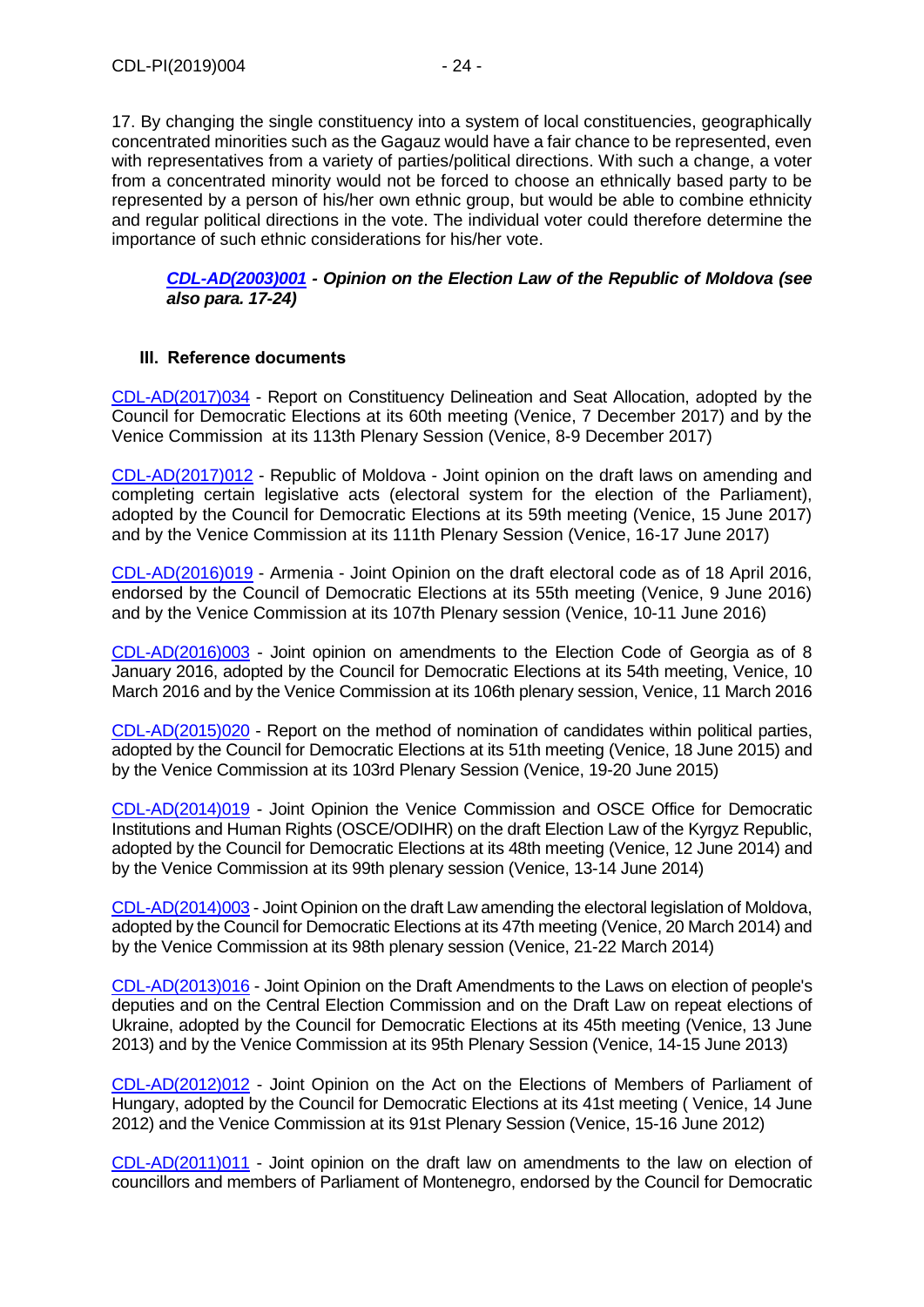17. By changing the single constituency into a system of local constituencies, geographically concentrated minorities such as the Gagauz would have a fair chance to be represented, even with representatives from a variety of parties/political directions. With such a change, a voter from a concentrated minority would not be forced to choose an ethnically based party to be represented by a person of his/her own ethnic group, but would be able to combine ethnicity and regular political directions in the vote. The individual voter could therefore determine the importance of such ethnic considerations for his/her vote.

> ***CDL-AD(2003)001 - Opinion on the Election Law of the Republic of Moldova (see also para. 17-24)***

## III. Reference documents

CDL-AD(2017)034 - Report on Constituency Delineation and Seat Allocation, adopted by the Council for Democratic Elections at its 60th meeting (Venice, 7 December 2017) and by the Venice Commission at its 113th Plenary Session (Venice, 8-9 December 2017)

CDL-AD(2017)012 - Republic of Moldova - Joint opinion on the draft laws on amending and completing certain legislative acts (electoral system for the election of the Parliament), adopted by the Council for Democratic Elections at its 59th meeting (Venice, 15 June 2017) and by the Venice Commission at its 111th Plenary Session (Venice, 16-17 June 2017)

CDL-AD(2016)019 - Armenia - Joint Opinion on the draft electoral code as of 18 April 2016, endorsed by the Council of Democratic Elections at its 55th meeting (Venice, 9 June 2016) and by the Venice Commission at its 107th Plenary session (Venice, 10-11 June 2016)

CDL-AD(2016)003 - Joint opinion on amendments to the Election Code of Georgia as of 8 January 2016, adopted by the Council for Democratic Elections at its 54th meeting, Venice, 10 March 2016 and by the Venice Commission at its 106th plenary session, Venice, 11 March 2016

CDL-AD(2015)020 - Report on the method of nomination of candidates within political parties, adopted by the Council for Democratic Elections at its 51th meeting (Venice, 18 June 2015) and by the Venice Commission at its 103rd Plenary Session (Venice, 19-20 June 2015)

CDL-AD(2014)019 - Joint Opinion the Venice Commission and OSCE Office for Democratic Institutions and Human Rights (OSCE/ODIHR) on the draft Election Law of the Kyrgyz Republic, adopted by the Council for Democratic Elections at its 48th meeting (Venice, 12 June 2014) and by the Venice Commission at its 99th plenary session (Venice, 13-14 June 2014)

CDL-AD(2014)003 - Joint Opinion on the draft Law amending the electoral legislation of Moldova, adopted by the Council for Democratic Elections at its 47th meeting (Venice, 20 March 2014) and by the Venice Commission at its 98th plenary session (Venice, 21-22 March 2014)

CDL-AD(2013)016 - Joint Opinion on the Draft Amendments to the Laws on election of people's deputies and on the Central Election Commission and on the Draft Law on repeat elections of Ukraine, adopted by the Council for Democratic Elections at its 45th meeting (Venice, 13 June 2013) and by the Venice Commission at its 95th Plenary Session (Venice, 14-15 June 2013)

CDL-AD(2012)012 - Joint Opinion on the Act on the Elections of Members of Parliament of Hungary, adopted by the Council for Democratic Elections at its 41st meeting ( Venice, 14 June 2012) and the Venice Commission at its 91st Plenary Session (Venice, 15-16 June 2012)

CDL-AD(2011)011 - Joint opinion on the draft law on amendments to the law on election of councillors and members of Parliament of Montenegro, endorsed by the Council for Democratic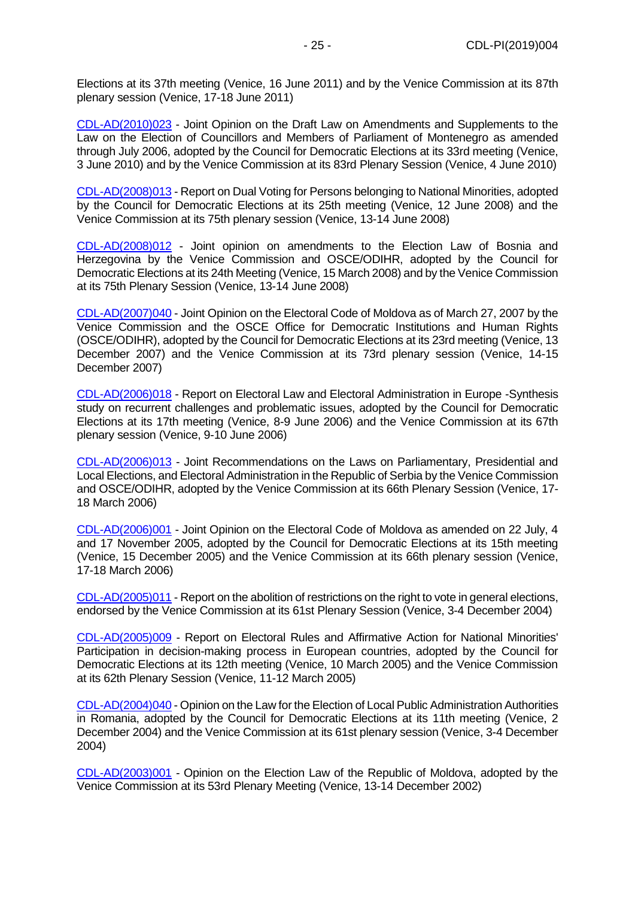Elections at its 37th meeting (Venice, 16 June 2011) and by the Venice Commission at its 87th plenary session (Venice, 17-18 June 2011)

CDL-AD(2010)023 - Joint Opinion on the Draft Law on Amendments and Supplements to the Law on the Election of Councillors and Members of Parliament of Montenegro as amended through July 2006, adopted by the Council for Democratic Elections at its 33rd meeting (Venice, 3 June 2010) and by the Venice Commission at its 83rd Plenary Session (Venice, 4 June 2010)

CDL-AD(2008)013 - Report on Dual Voting for Persons belonging to National Minorities, adopted by the Council for Democratic Elections at its 25th meeting (Venice, 12 June 2008) and the Venice Commission at its 75th plenary session (Venice, 13-14 June 2008)

CDL-AD(2008)012 - Joint opinion on amendments to the Election Law of Bosnia and Herzegovina by the Venice Commission and OSCE/ODIHR, adopted by the Council for Democratic Elections at its 24th Meeting (Venice, 15 March 2008) and by the Venice Commission at its 75th Plenary Session (Venice, 13-14 June 2008)

CDL-AD(2007)040 - Joint Opinion on the Electoral Code of Moldova as of March 27, 2007 by the Venice Commission and the OSCE Office for Democratic Institutions and Human Rights (OSCE/ODIHR), adopted by the Council for Democratic Elections at its 23rd meeting (Venice, 13 December 2007) and the Venice Commission at its 73rd plenary session (Venice, 14-15 December 2007)

CDL-AD(2006)018 - Report on Electoral Law and Electoral Administration in Europe -Synthesis study on recurrent challenges and problematic issues, adopted by the Council for Democratic Elections at its 17th meeting (Venice, 8-9 June 2006) and the Venice Commission at its 67th plenary session (Venice, 9-10 June 2006)

CDL-AD(2006)013 - Joint Recommendations on the Laws on Parliamentary, Presidential and Local Elections, and Electoral Administration in the Republic of Serbia by the Venice Commission and OSCE/ODIHR, adopted by the Venice Commission at its 66th Plenary Session (Venice, 17-18 March 2006)

CDL-AD(2006)001 - Joint Opinion on the Electoral Code of Moldova as amended on 22 July, 4 and 17 November 2005, adopted by the Council for Democratic Elections at its 15th meeting (Venice, 15 December 2005) and the Venice Commission at its 66th plenary session (Venice, 17-18 March 2006)

CDL-AD(2005)011 - Report on the abolition of restrictions on the right to vote in general elections, endorsed by the Venice Commission at its 61st Plenary Session (Venice, 3-4 December 2004)

CDL-AD(2005)009 - Report on Electoral Rules and Affirmative Action for National Minorities' Participation in decision-making process in European countries, adopted by the Council for Democratic Elections at its 12th meeting (Venice, 10 March 2005) and the Venice Commission at its 62th Plenary Session (Venice, 11-12 March 2005)

CDL-AD(2004)040 - Opinion on the Law for the Election of Local Public Administration Authorities in Romania, adopted by the Council for Democratic Elections at its 11th meeting (Venice, 2 December 2004) and the Venice Commission at its 61st plenary session (Venice, 3-4 December 2004)

CDL-AD(2003)001 - Opinion on the Election Law of the Republic of Moldova, adopted by the Venice Commission at its 53rd Plenary Meeting (Venice, 13-14 December 2002)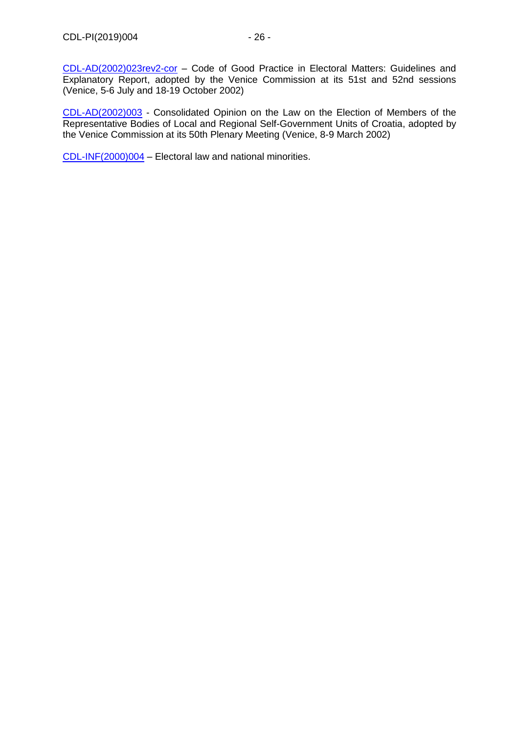CDL-AD(2002)023rev2-cor – Code of Good Practice in Electoral Matters: Guidelines and Explanatory Report, adopted by the Venice Commission at its 51st and 52nd sessions (Venice, 5-6 July and 18-19 October 2002)

CDL-AD(2002)003 - Consolidated Opinion on the Law on the Election of Members of the Representative Bodies of Local and Regional Self-Government Units of Croatia, adopted by the Venice Commission at its 50th Plenary Meeting (Venice, 8-9 March 2002)

CDL-INF(2000)004 – Electoral law and national minorities.